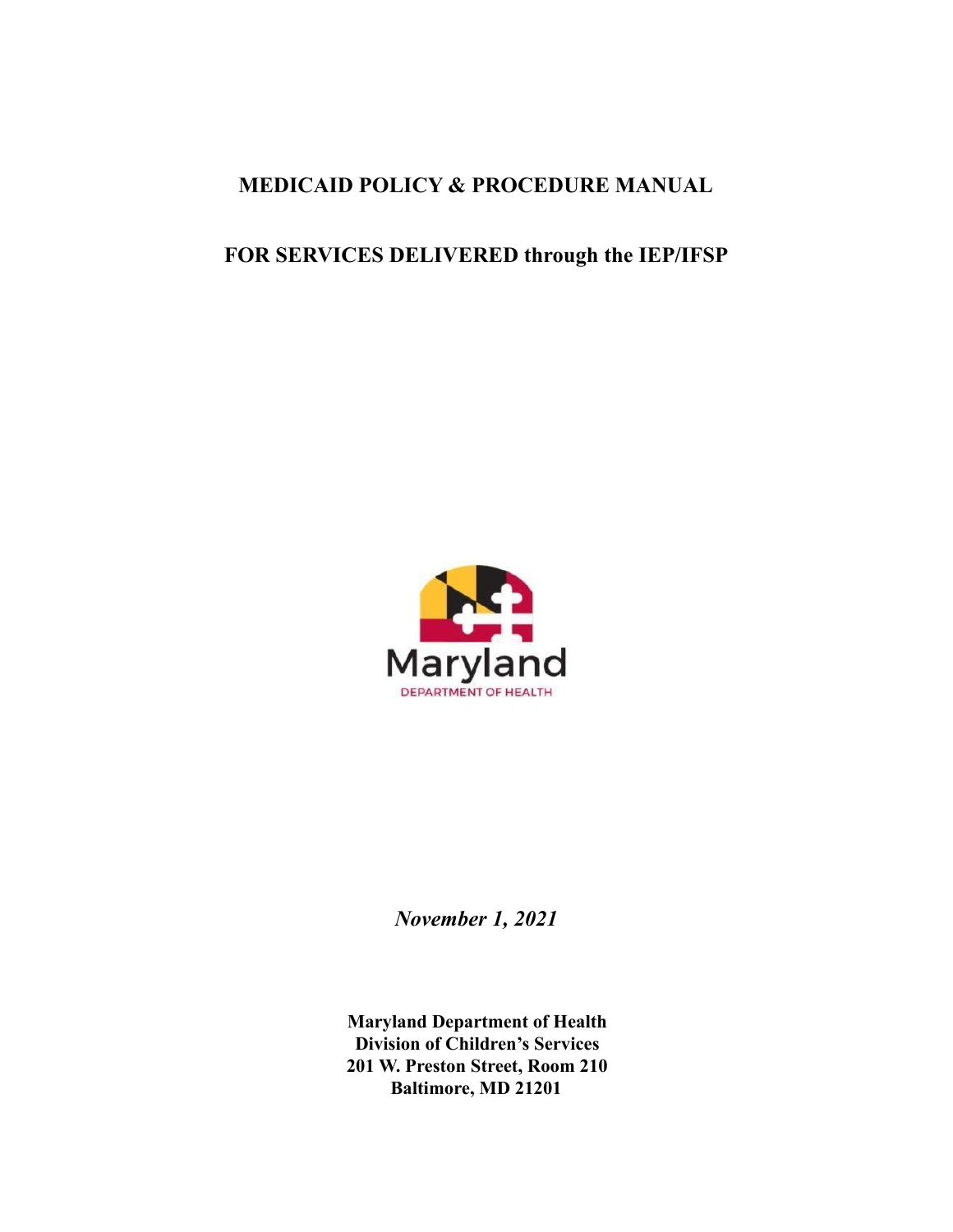# MEDICAID POLICY & PROCEDURE MANUAL

## FOR SERVICES DELIVERED through the IEP/IFSP

*November 1, 2021*

**Maryland Department of Health**
**Division of Children's Services**
**201 W. Preston Street, Room 210**
**Baltimore, MD 21201**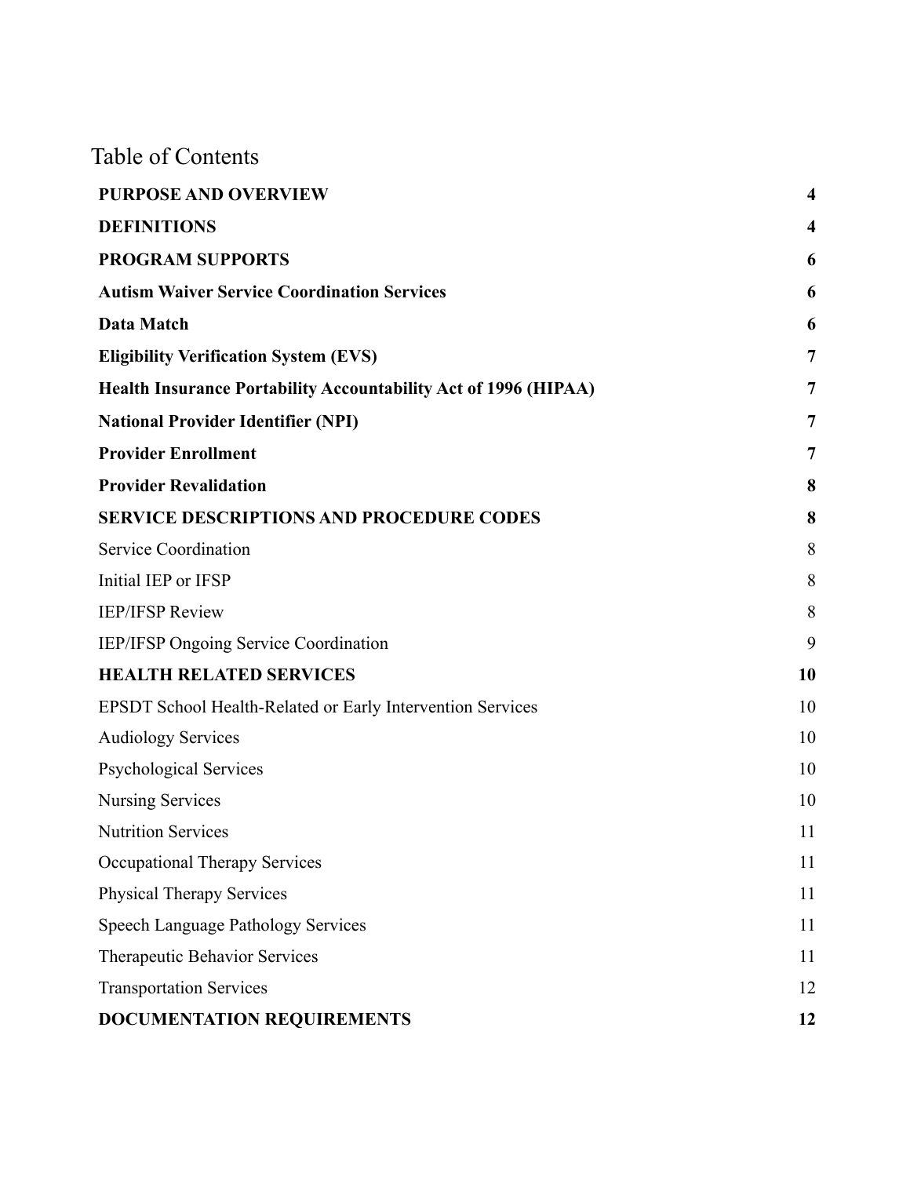# Table of Contents

| | |
|---|---|
| **PURPOSE AND OVERVIEW** | **4** |
| **DEFINITIONS** | **4** |
| **PROGRAM SUPPORTS** | **6** |
| **Autism Waiver Service Coordination Services** | **6** |
| **Data Match** | **6** |
| **Eligibility Verification System (EVS)** | **7** |
| **Health Insurance Portability Accountability Act of 1996 (HIPAA)** | **7** |
| **National Provider Identifier (NPI)** | **7** |
| **Provider Enrollment** | **7** |
| **Provider Revalidation** | **8** |
| **SERVICE DESCRIPTIONS AND PROCEDURE CODES** | **8** |
| Service Coordination | 8 |
| Initial IEP or IFSP | 8 |
| IEP/IFSP Review | 8 |
| IEP/IFSP Ongoing Service Coordination | 9 |
| **HEALTH RELATED SERVICES** | **10** |
| EPSDT School Health-Related or Early Intervention Services | 10 |
| Audiology Services | 10 |
| Psychological Services | 10 |
| Nursing Services | 10 |
| Nutrition Services | 11 |
| Occupational Therapy Services | 11 |
| Physical Therapy Services | 11 |
| Speech Language Pathology Services | 11 |
| Therapeutic Behavior Services | 11 |
| Transportation Services | 12 |
| **DOCUMENTATION REQUIREMENTS** | **12** |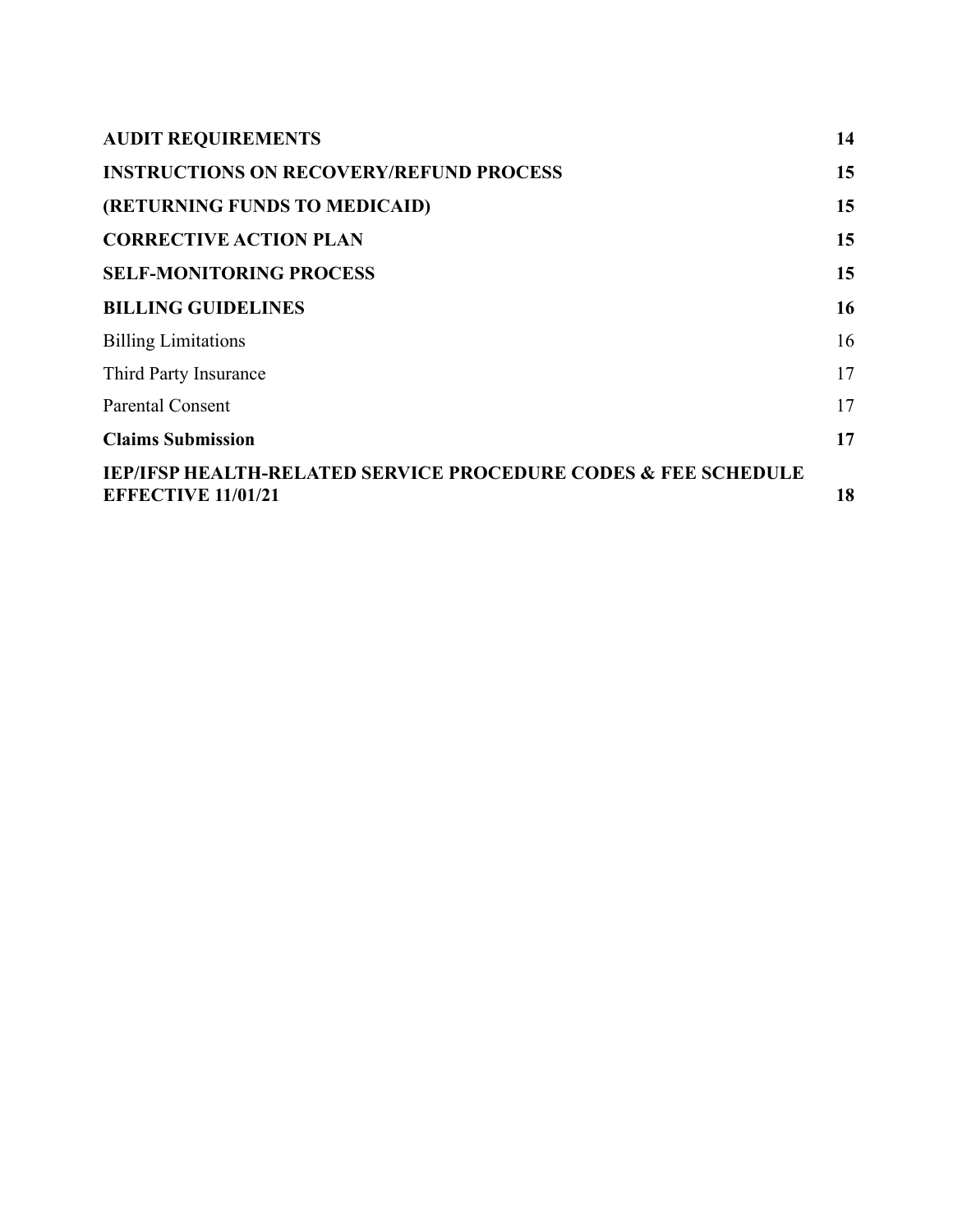| | |
|---|---|
| **AUDIT REQUIREMENTS** | **14** |
| **INSTRUCTIONS ON RECOVERY/REFUND PROCESS** | **15** |
| **(RETURNING FUNDS TO MEDICAID)** | **15** |
| **CORRECTIVE ACTION PLAN** | **15** |
| **SELF-MONITORING PROCESS** | **15** |
| **BILLING GUIDELINES** | **16** |
| Billing Limitations | 16 |
| Third Party Insurance | 17 |
| Parental Consent | 17 |
| **Claims Submission** | **17** |
| **IEP/IFSP HEALTH-RELATED SERVICE PROCEDURE CODES & FEE SCHEDULE EFFECTIVE 11/01/21** | **18** |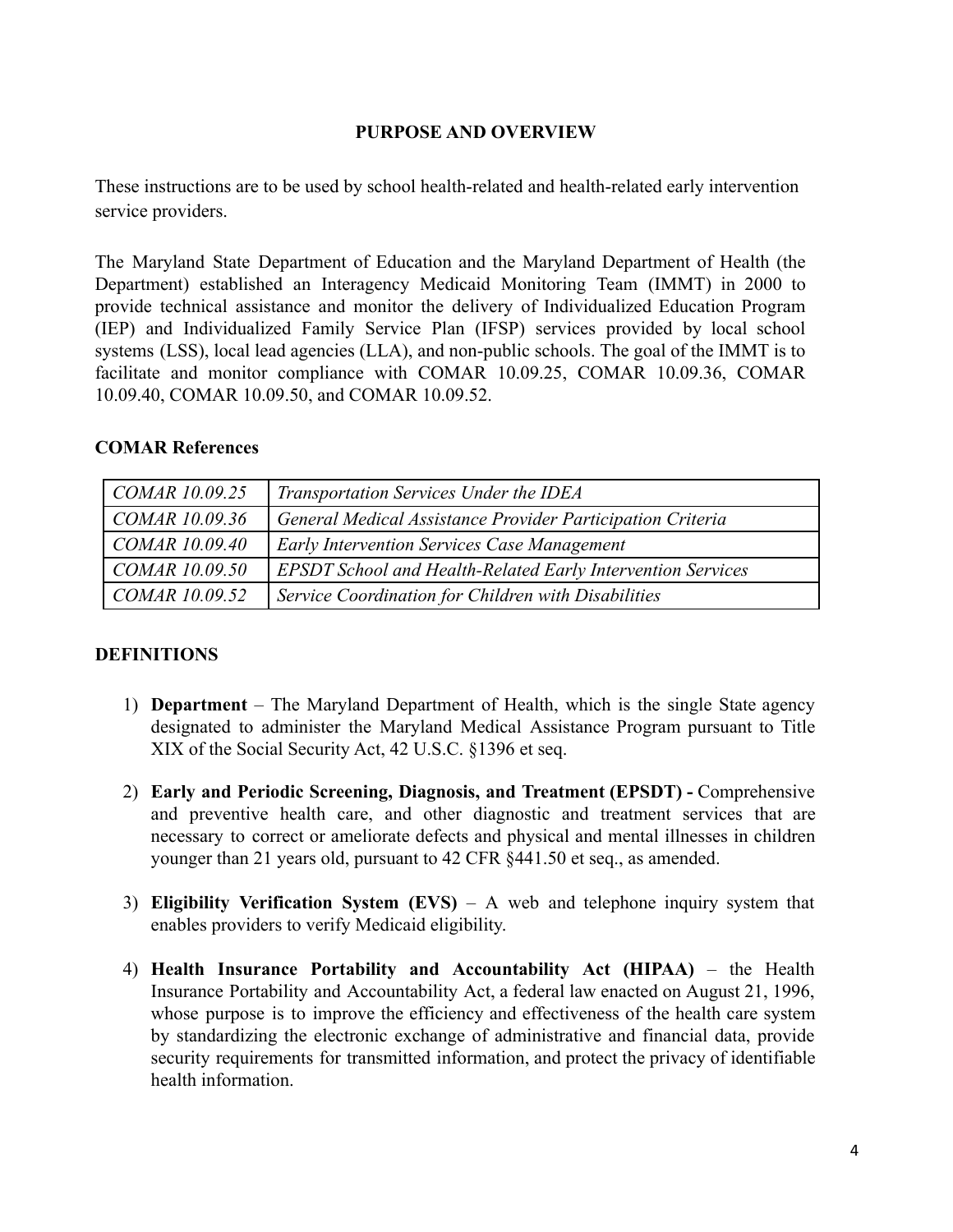## PURPOSE AND OVERVIEW

These instructions are to be used by school health-related and health-related early intervention service providers.

The Maryland State Department of Education and the Maryland Department of Health (the Department) established an Interagency Medicaid Monitoring Team (IMMT) in 2000 to provide technical assistance and monitor the delivery of Individualized Education Program (IEP) and Individualized Family Service Plan (IFSP) services provided by local school systems (LSS), local lead agencies (LLA), and non-public schools. The goal of the IMMT is to facilitate and monitor compliance with COMAR 10.09.25, COMAR 10.09.36, COMAR 10.09.40, COMAR 10.09.50, and COMAR 10.09.52.

### COMAR References

| | |
|---|---|
| *COMAR 10.09.25* | *Transportation Services Under the IDEA* |
| *COMAR 10.09.36* | *General Medical Assistance Provider Participation Criteria* |
| *COMAR 10.09.40* | *Early Intervention Services Case Management* |
| *COMAR 10.09.50* | *EPSDT School and Health-Related Early Intervention Services* |
| *COMAR 10.09.52* | *Service Coordination for Children with Disabilities* |

## DEFINITIONS

1) **Department** – The Maryland Department of Health, which is the single State agency designated to administer the Maryland Medical Assistance Program pursuant to Title XIX of the Social Security Act, 42 U.S.C. §1396 et seq.

2) **Early and Periodic Screening, Diagnosis, and Treatment (EPSDT) -** Comprehensive and preventive health care, and other diagnostic and treatment services that are necessary to correct or ameliorate defects and physical and mental illnesses in children younger than 21 years old, pursuant to 42 CFR §441.50 et seq., as amended.

3) **Eligibility Verification System (EVS)** – A web and telephone inquiry system that enables providers to verify Medicaid eligibility.

4) **Health Insurance Portability and Accountability Act (HIPAA)** – the Health Insurance Portability and Accountability Act, a federal law enacted on August 21, 1996, whose purpose is to improve the efficiency and effectiveness of the health care system by standardizing the electronic exchange of administrative and financial data, provide security requirements for transmitted information, and protect the privacy of identifiable health information.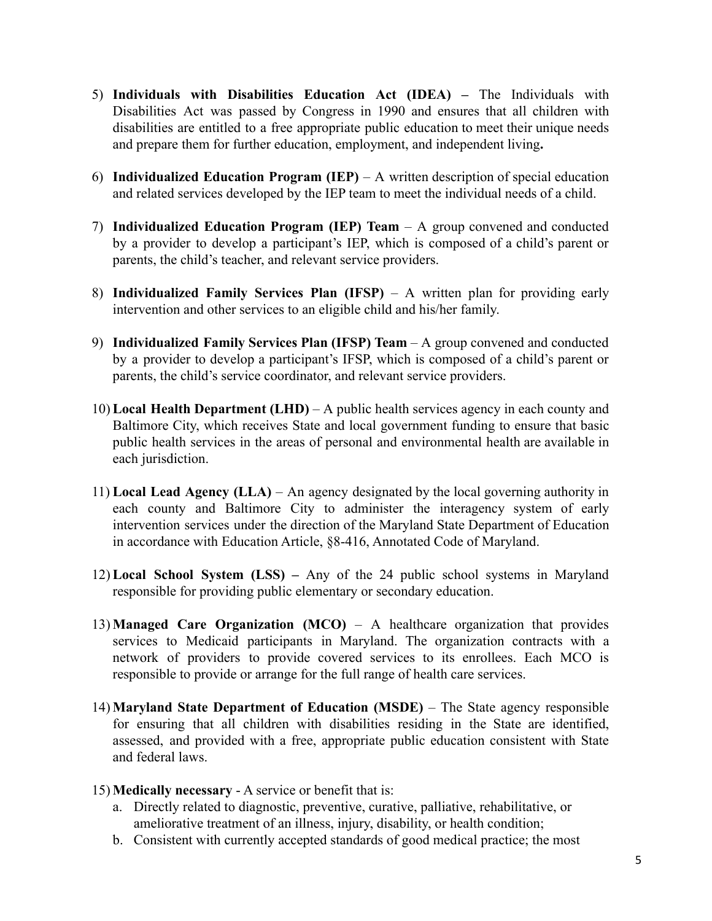5) **Individuals with Disabilities Education Act (IDEA) –** The Individuals with Disabilities Act was passed by Congress in 1990 and ensures that all children with disabilities are entitled to a free appropriate public education to meet their unique needs and prepare them for further education, employment, and independent living**.**

6) **Individualized Education Program (IEP)** – A written description of special education and related services developed by the IEP team to meet the individual needs of a child.

7) **Individualized Education Program (IEP) Team** – A group convened and conducted by a provider to develop a participant's IEP, which is composed of a child's parent or parents, the child's teacher, and relevant service providers.

8) **Individualized Family Services Plan (IFSP)** – A written plan for providing early intervention and other services to an eligible child and his/her family.

9) **Individualized Family Services Plan (IFSP) Team** – A group convened and conducted by a provider to develop a participant's IFSP, which is composed of a child's parent or parents, the child's service coordinator, and relevant service providers.

10) **Local Health Department (LHD)** – A public health services agency in each county and Baltimore City, which receives State and local government funding to ensure that basic public health services in the areas of personal and environmental health are available in each jurisdiction.

11) **Local Lead Agency (LLA)** – An agency designated by the local governing authority in each county and Baltimore City to administer the interagency system of early intervention services under the direction of the Maryland State Department of Education in accordance with Education Article, §8-416, Annotated Code of Maryland.

12) **Local School System (LSS) –** Any of the 24 public school systems in Maryland responsible for providing public elementary or secondary education.

13) **Managed Care Organization (MCO)** – A healthcare organization that provides services to Medicaid participants in Maryland. The organization contracts with a network of providers to provide covered services to its enrollees. Each MCO is responsible to provide or arrange for the full range of health care services.

14) **Maryland State Department of Education (MSDE)** – The State agency responsible for ensuring that all children with disabilities residing in the State are identified, assessed, and provided with a free, appropriate public education consistent with State and federal laws.

15) **Medically necessary** - A service or benefit that is:
    a. Directly related to diagnostic, preventive, curative, palliative, rehabilitative, or ameliorative treatment of an illness, injury, disability, or health condition;
    b. Consistent with currently accepted standards of good medical practice; the most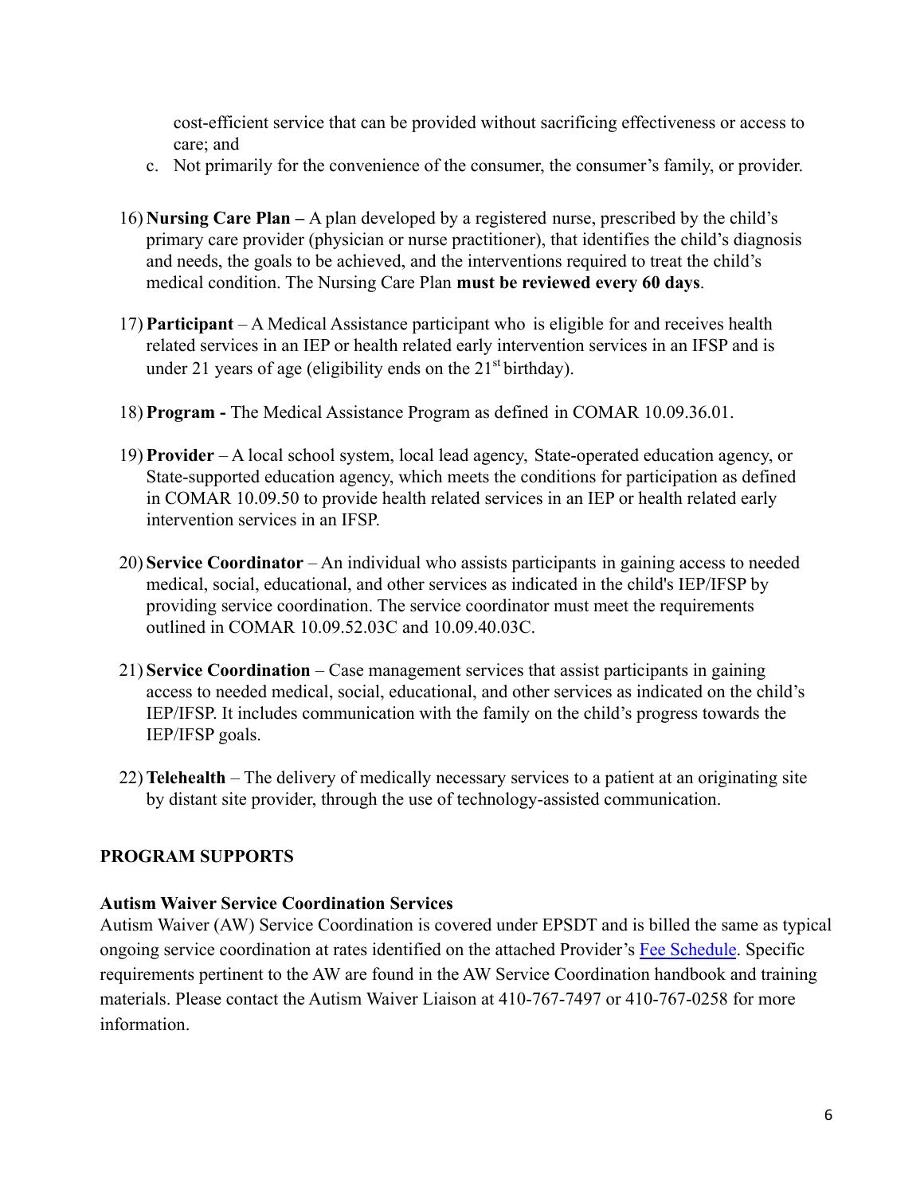cost-efficient service that can be provided without sacrificing effectiveness or access to care; and

c. Not primarily for the convenience of the consumer, the consumer's family, or provider.

16) **Nursing Care Plan –** A plan developed by a registered nurse, prescribed by the child's primary care provider (physician or nurse practitioner), that identifies the child's diagnosis and needs, the goals to be achieved, and the interventions required to treat the child's medical condition. The Nursing Care Plan **must be reviewed every 60 days**.

17) **Participant** – A Medical Assistance participant who is eligible for and receives health related services in an IEP or health related early intervention services in an IFSP and is under 21 years of age (eligibility ends on the 21st birthday).

18) **Program -** The Medical Assistance Program as defined in COMAR 10.09.36.01.

19) **Provider** – A local school system, local lead agency, State-operated education agency, or State-supported education agency, which meets the conditions for participation as defined in COMAR 10.09.50 to provide health related services in an IEP or health related early intervention services in an IFSP.

20) **Service Coordinator** – An individual who assists participants in gaining access to needed medical, social, educational, and other services as indicated in the child's IEP/IFSP by providing service coordination. The service coordinator must meet the requirements outlined in COMAR 10.09.52.03C and 10.09.40.03C.

21) **Service Coordination** – Case management services that assist participants in gaining access to needed medical, social, educational, and other services as indicated on the child's IEP/IFSP. It includes communication with the family on the child's progress towards the IEP/IFSP goals.

22) **Telehealth** – The delivery of medically necessary services to a patient at an originating site by distant site provider, through the use of technology-assisted communication.

## PROGRAM SUPPORTS

### Autism Waiver Service Coordination Services

Autism Waiver (AW) Service Coordination is covered under EPSDT and is billed the same as typical ongoing service coordination at rates identified on the attached Provider's Fee Schedule. Specific requirements pertinent to the AW are found in the AW Service Coordination handbook and training materials. Please contact the Autism Waiver Liaison at 410-767-7497 or 410-767-0258 for more information.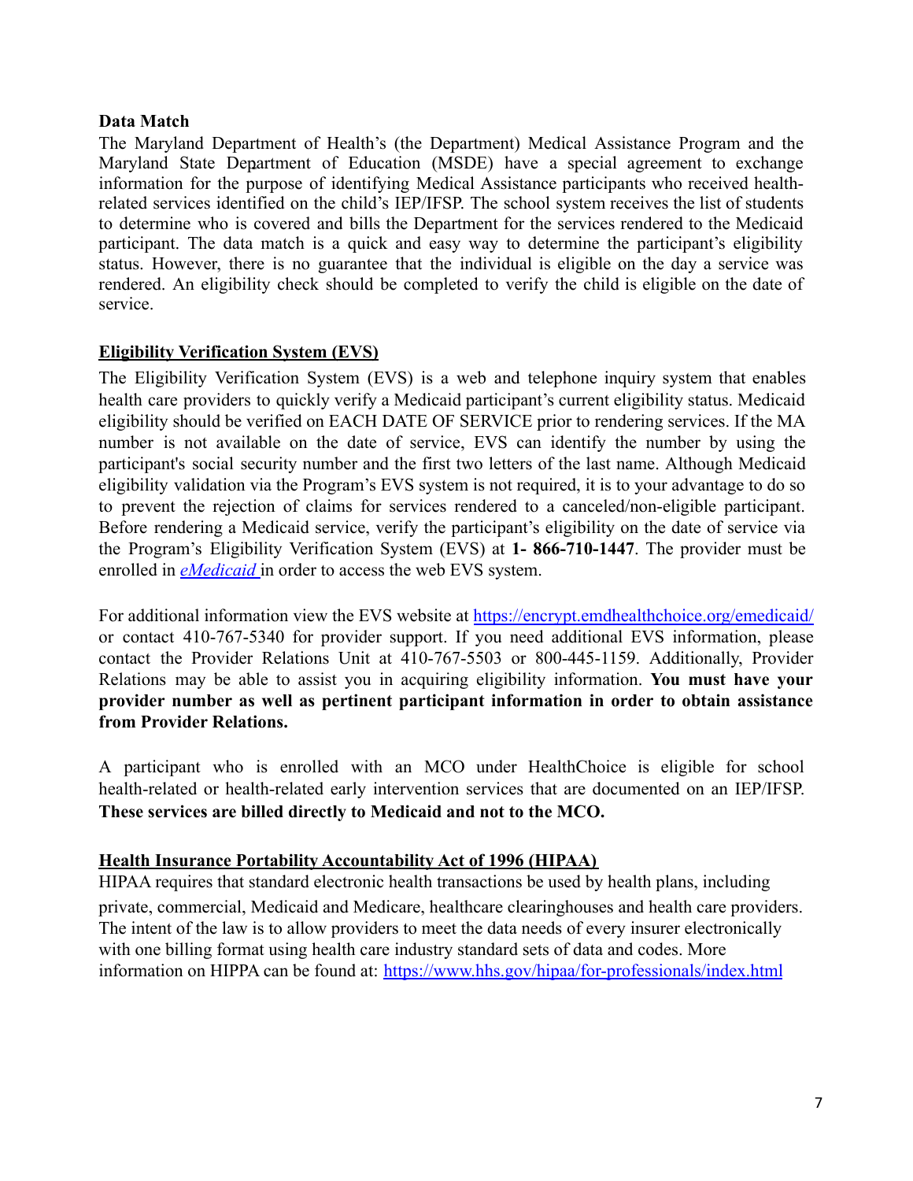**Data Match**

The Maryland Department of Health's (the Department) Medical Assistance Program and the Maryland State Department of Education (MSDE) have a special agreement to exchange information for the purpose of identifying Medical Assistance participants who received health-related services identified on the child's IEP/IFSP. The school system receives the list of students to determine who is covered and bills the Department for the services rendered to the Medicaid participant. The data match is a quick and easy way to determine the participant's eligibility status. However, there is no guarantee that the individual is eligible on the day a service was rendered. An eligibility check should be completed to verify the child is eligible on the date of service.

**Eligibility Verification System (EVS)**

The Eligibility Verification System (EVS) is a web and telephone inquiry system that enables health care providers to quickly verify a Medicaid participant's current eligibility status. Medicaid eligibility should be verified on EACH DATE OF SERVICE prior to rendering services. If the MA number is not available on the date of service, EVS can identify the number by using the participant's social security number and the first two letters of the last name. Although Medicaid eligibility validation via the Program's EVS system is not required, it is to your advantage to do so to prevent the rejection of claims for services rendered to a canceled/non-eligible participant. Before rendering a Medicaid service, verify the participant's eligibility on the date of service via the Program's Eligibility Verification System (EVS) at **1- 866-710-1447**. The provider must be enrolled in *eMedicaid* in order to access the web EVS system.

For additional information view the EVS website at https://encrypt.emdhealthchoice.org/emedicaid/ or contact 410-767-5340 for provider support. If you need additional EVS information, please contact the Provider Relations Unit at 410-767-5503 or 800-445-1159. Additionally, Provider Relations may be able to assist you in acquiring eligibility information. **You must have your provider number as well as pertinent participant information in order to obtain assistance from Provider Relations.**

A participant who is enrolled with an MCO under HealthChoice is eligible for school health-related or health-related early intervention services that are documented on an IEP/IFSP. **These services are billed directly to Medicaid and not to the MCO.**

**Health Insurance Portability Accountability Act of 1996 (HIPAA)**

HIPAA requires that standard electronic health transactions be used by health plans, including private, commercial, Medicaid and Medicare, healthcare clearinghouses and health care providers. The intent of the law is to allow providers to meet the data needs of every insurer electronically with one billing format using health care industry standard sets of data and codes. More information on HIPPA can be found at: https://www.hhs.gov/hipaa/for-professionals/index.html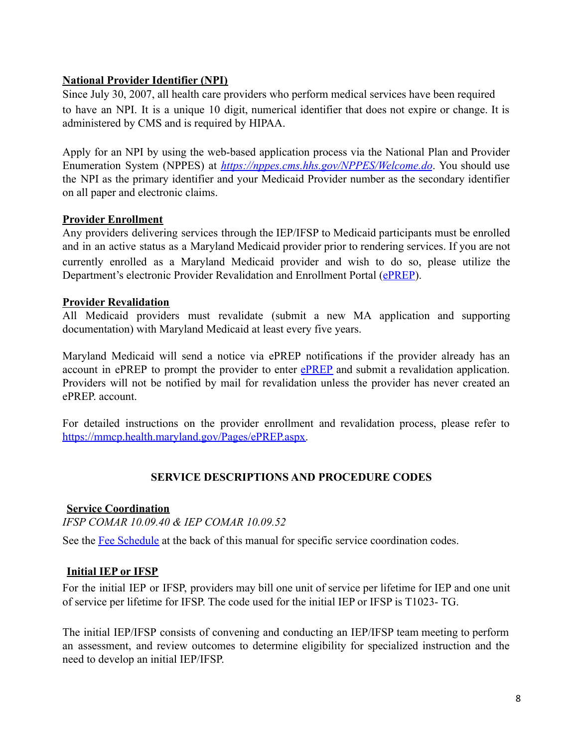**National Provider Identifier (NPI)**

Since July 30, 2007, all health care providers who perform medical services have been required to have an NPI. It is a unique 10 digit, numerical identifier that does not expire or change. It is administered by CMS and is required by HIPAA.

Apply for an NPI by using the web-based application process via the National Plan and Provider Enumeration System (NPPES) at *[https://nppes.cms.hhs.gov/NPPES/Welcome.do](https://nppes.cms.hhs.gov/NPPES/Welcome.do)*. You should use the NPI as the primary identifier and your Medicaid Provider number as the secondary identifier on all paper and electronic claims.

**Provider Enrollment**

Any providers delivering services through the IEP/IFSP to Medicaid participants must be enrolled and in an active status as a Maryland Medicaid provider prior to rendering services. If you are not currently enrolled as a Maryland Medicaid provider and wish to do so, please utilize the Department's electronic Provider Revalidation and Enrollment Portal (ePREP).

**Provider Revalidation**

All Medicaid providers must revalidate (submit a new MA application and supporting documentation) with Maryland Medicaid at least every five years.

Maryland Medicaid will send a notice via ePREP notifications if the provider already has an account in ePREP to prompt the provider to enter ePREP and submit a revalidation application. Providers will not be notified by mail for revalidation unless the provider has never created an ePREP. account.

For detailed instructions on the provider enrollment and revalidation process, please refer to [https://mmcp.health.maryland.gov/Pages/ePREP.aspx](https://mmcp.health.maryland.gov/Pages/ePREP.aspx).

## SERVICE DESCRIPTIONS AND PROCEDURE CODES

**Service Coordination**

*IFSP COMAR 10.09.40 & IEP COMAR 10.09.52*

See the Fee Schedule at the back of this manual for specific service coordination codes.

**Initial IEP or IFSP**

For the initial IEP or IFSP, providers may bill one unit of service per lifetime for IEP and one unit of service per lifetime for IFSP. The code used for the initial IEP or IFSP is T1023- TG.

The initial IEP/IFSP consists of convening and conducting an IEP/IFSP team meeting to perform an assessment, and review outcomes to determine eligibility for specialized instruction and the need to develop an initial IEP/IFSP.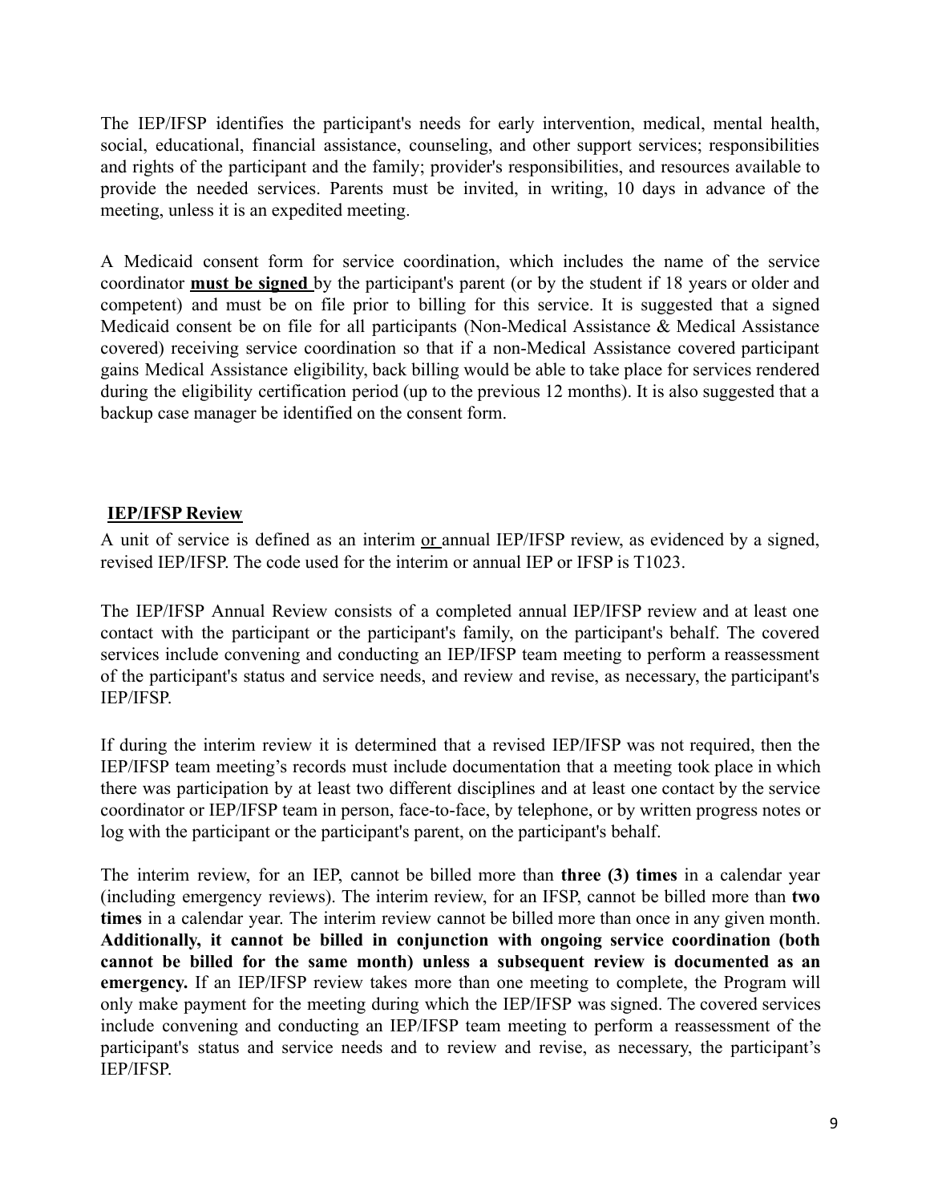The IEP/IFSP identifies the participant's needs for early intervention, medical, mental health, social, educational, financial assistance, counseling, and other support services; responsibilities and rights of the participant and the family; provider's responsibilities, and resources available to provide the needed services. Parents must be invited, in writing, 10 days in advance of the meeting, unless it is an expedited meeting.

A Medicaid consent form for service coordination, which includes the name of the service coordinator <u>**must be signed**</u> by the participant's parent (or by the student if 18 years or older and competent) and must be on file prior to billing for this service. It is suggested that a signed Medicaid consent be on file for all participants (Non-Medical Assistance & Medical Assistance covered) receiving service coordination so that if a non-Medical Assistance covered participant gains Medical Assistance eligibility, back billing would be able to take place for services rendered during the eligibility certification period (up to the previous 12 months). It is also suggested that a backup case manager be identified on the consent form.

## <u>IEP/IFSP Review</u>

A unit of service is defined as an interim <u>or</u> annual IEP/IFSP review, as evidenced by a signed, revised IEP/IFSP. The code used for the interim or annual IEP or IFSP is T1023.

The IEP/IFSP Annual Review consists of a completed annual IEP/IFSP review and at least one contact with the participant or the participant's family, on the participant's behalf. The covered services include convening and conducting an IEP/IFSP team meeting to perform a reassessment of the participant's status and service needs, and review and revise, as necessary, the participant's IEP/IFSP.

If during the interim review it is determined that a revised IEP/IFSP was not required, then the IEP/IFSP team meeting's records must include documentation that a meeting took place in which there was participation by at least two different disciplines and at least one contact by the service coordinator or IEP/IFSP team in person, face-to-face, by telephone, or by written progress notes or log with the participant or the participant's parent, on the participant's behalf.

The interim review, for an IEP, cannot be billed more than **three (3) times** in a calendar year (including emergency reviews). The interim review, for an IFSP, cannot be billed more than **two times** in a calendar year. The interim review cannot be billed more than once in any given month. **Additionally, it cannot be billed in conjunction with ongoing service coordination (both cannot be billed for the same month) unless a subsequent review is documented as an emergency.** If an IEP/IFSP review takes more than one meeting to complete, the Program will only make payment for the meeting during which the IEP/IFSP was signed. The covered services include convening and conducting an IEP/IFSP team meeting to perform a reassessment of the participant's status and service needs and to review and revise, as necessary, the participant's IEP/IFSP.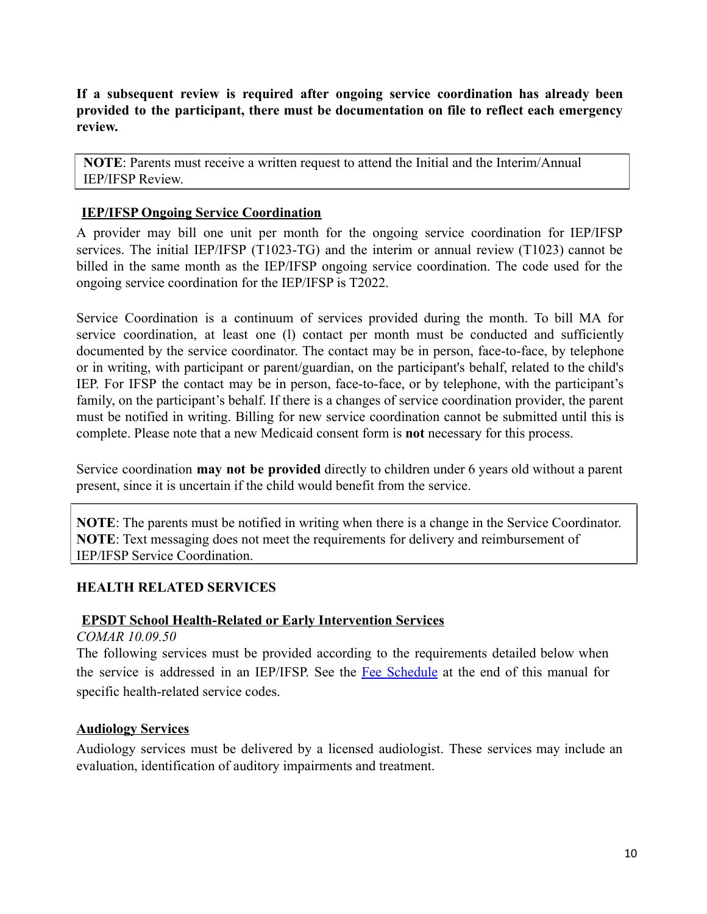**If a subsequent review is required after ongoing service coordination has already been provided to the participant, there must be documentation on file to reflect each emergency review.**

> **NOTE**: Parents must receive a written request to attend the Initial and the Interim/Annual IEP/IFSP Review.

## IEP/IFSP Ongoing Service Coordination

A provider may bill one unit per month for the ongoing service coordination for IEP/IFSP services. The initial IEP/IFSP (T1023-TG) and the interim or annual review (T1023) cannot be billed in the same month as the IEP/IFSP ongoing service coordination. The code used for the ongoing service coordination for the IEP/IFSP is T2022.

Service Coordination is a continuum of services provided during the month. To bill MA for service coordination, at least one (l) contact per month must be conducted and sufficiently documented by the service coordinator. The contact may be in person, face-to-face, by telephone or in writing, with participant or parent/guardian, on the participant's behalf, related to the child's IEP. For IFSP the contact may be in person, face-to-face, or by telephone, with the participant's family, on the participant's behalf. If there is a changes of service coordination provider, the parent must be notified in writing. Billing for new service coordination cannot be submitted until this is complete. Please note that a new Medicaid consent form is **not** necessary for this process.

Service coordination **may not be provided** directly to children under 6 years old without a parent present, since it is uncertain if the child would benefit from the service.

> **NOTE**: The parents must be notified in writing when there is a change in the Service Coordinator.
> **NOTE**: Text messaging does not meet the requirements for delivery and reimbursement of IEP/IFSP Service Coordination.

# HEALTH RELATED SERVICES

## EPSDT School Health-Related or Early Intervention Services

*COMAR 10.09.50*

The following services must be provided according to the requirements detailed below when the service is addressed in an IEP/IFSP. See the Fee Schedule at the end of this manual for specific health-related service codes.

## Audiology Services

Audiology services must be delivered by a licensed audiologist. These services may include an evaluation, identification of auditory impairments and treatment.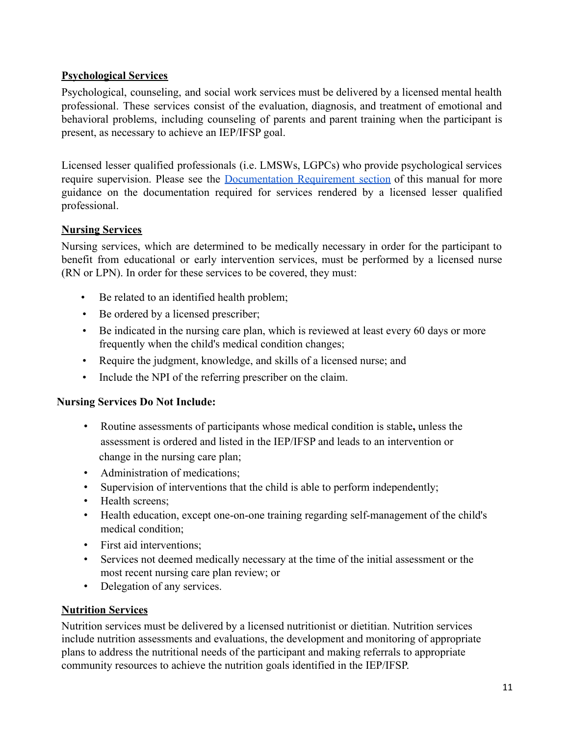## Psychological Services

Psychological, counseling, and social work services must be delivered by a licensed mental health professional. These services consist of the evaluation, diagnosis, and treatment of emotional and behavioral problems, including counseling of parents and parent training when the participant is present, as necessary to achieve an IEP/IFSP goal.

Licensed lesser qualified professionals (i.e. LMSWs, LGPCs) who provide psychological services require supervision. Please see the [Documentation Requirement section]() of this manual for more guidance on the documentation required for services rendered by a licensed lesser qualified professional.

## Nursing Services

Nursing services, which are determined to be medically necessary in order for the participant to benefit from educational or early intervention services, must be performed by a licensed nurse (RN or LPN). In order for these services to be covered, they must:

- Be related to an identified health problem;
- Be ordered by a licensed prescriber;
- Be indicated in the nursing care plan, which is reviewed at least every 60 days or more frequently when the child's medical condition changes;
- Require the judgment, knowledge, and skills of a licensed nurse; and
- Include the NPI of the referring prescriber on the claim.

**Nursing Services Do Not Include:**

- Routine assessments of participants whose medical condition is stable**,** unless the assessment is ordered and listed in the IEP/IFSP and leads to an intervention or change in the nursing care plan;
- Administration of medications;
- Supervision of interventions that the child is able to perform independently;
- Health screens;
- Health education, except one-on-one training regarding self-management of the child's medical condition;
- First aid interventions;
- Services not deemed medically necessary at the time of the initial assessment or the most recent nursing care plan review; or
- Delegation of any services.

## Nutrition Services

Nutrition services must be delivered by a licensed nutritionist or dietitian. Nutrition services include nutrition assessments and evaluations, the development and monitoring of appropriate plans to address the nutritional needs of the participant and making referrals to appropriate community resources to achieve the nutrition goals identified in the IEP/IFSP.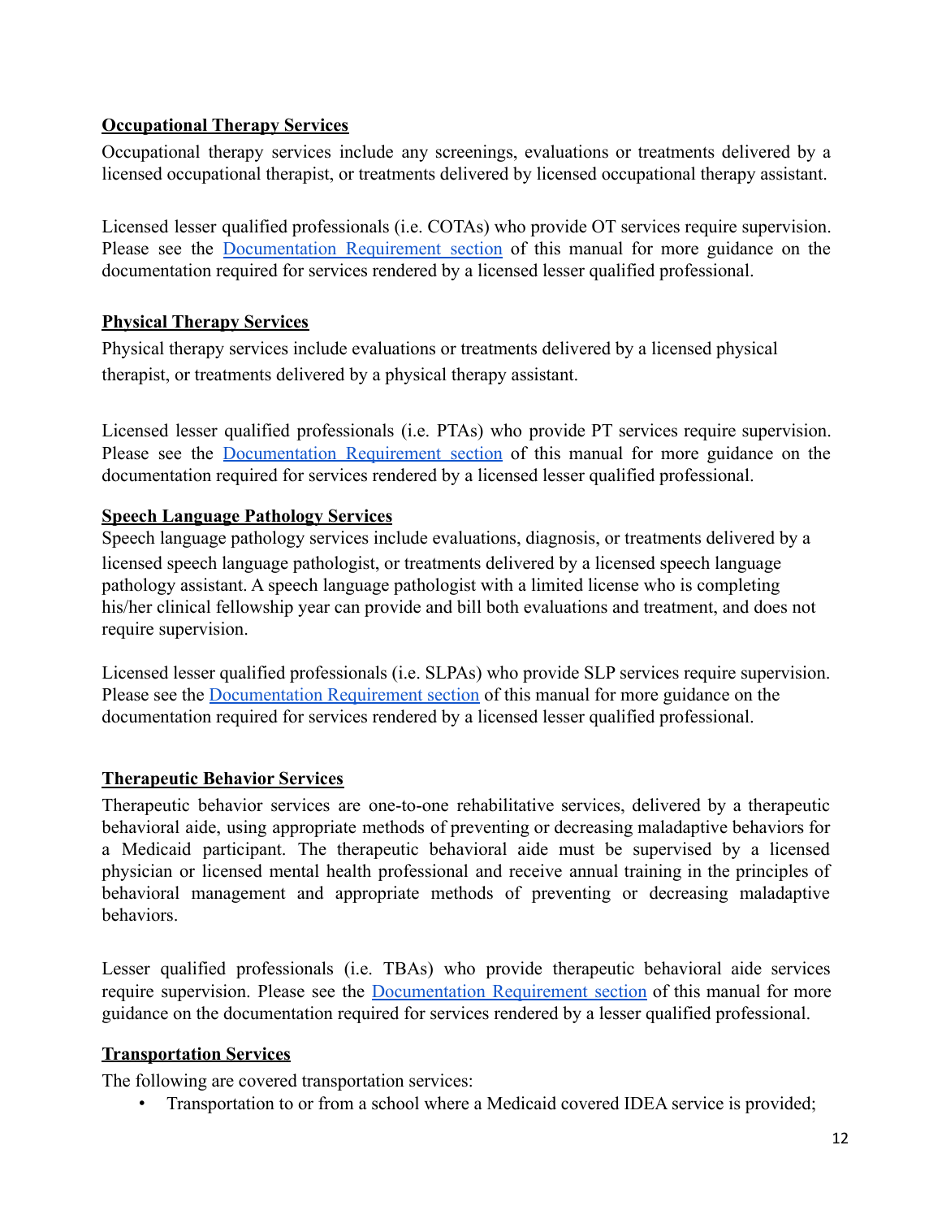## Occupational Therapy Services

Occupational therapy services include any screenings, evaluations or treatments delivered by a licensed occupational therapist, or treatments delivered by licensed occupational therapy assistant.

Licensed lesser qualified professionals (i.e. COTAs) who provide OT services require supervision. Please see the Documentation Requirement section of this manual for more guidance on the documentation required for services rendered by a licensed lesser qualified professional.

## Physical Therapy Services

Physical therapy services include evaluations or treatments delivered by a licensed physical therapist, or treatments delivered by a physical therapy assistant.

Licensed lesser qualified professionals (i.e. PTAs) who provide PT services require supervision. Please see the Documentation Requirement section of this manual for more guidance on the documentation required for services rendered by a licensed lesser qualified professional.

## Speech Language Pathology Services

Speech language pathology services include evaluations, diagnosis, or treatments delivered by a licensed speech language pathologist, or treatments delivered by a licensed speech language pathology assistant. A speech language pathologist with a limited license who is completing his/her clinical fellowship year can provide and bill both evaluations and treatment, and does not require supervision.

Licensed lesser qualified professionals (i.e. SLPAs) who provide SLP services require supervision. Please see the Documentation Requirement section of this manual for more guidance on the documentation required for services rendered by a licensed lesser qualified professional.

## Therapeutic Behavior Services

Therapeutic behavior services are one-to-one rehabilitative services, delivered by a therapeutic behavioral aide, using appropriate methods of preventing or decreasing maladaptive behaviors for a Medicaid participant. The therapeutic behavioral aide must be supervised by a licensed physician or licensed mental health professional and receive annual training in the principles of behavioral management and appropriate methods of preventing or decreasing maladaptive behaviors.

Lesser qualified professionals (i.e. TBAs) who provide therapeutic behavioral aide services require supervision. Please see the Documentation Requirement section of this manual for more guidance on the documentation required for services rendered by a lesser qualified professional.

## Transportation Services

The following are covered transportation services:

- Transportation to or from a school where a Medicaid covered IDEA service is provided;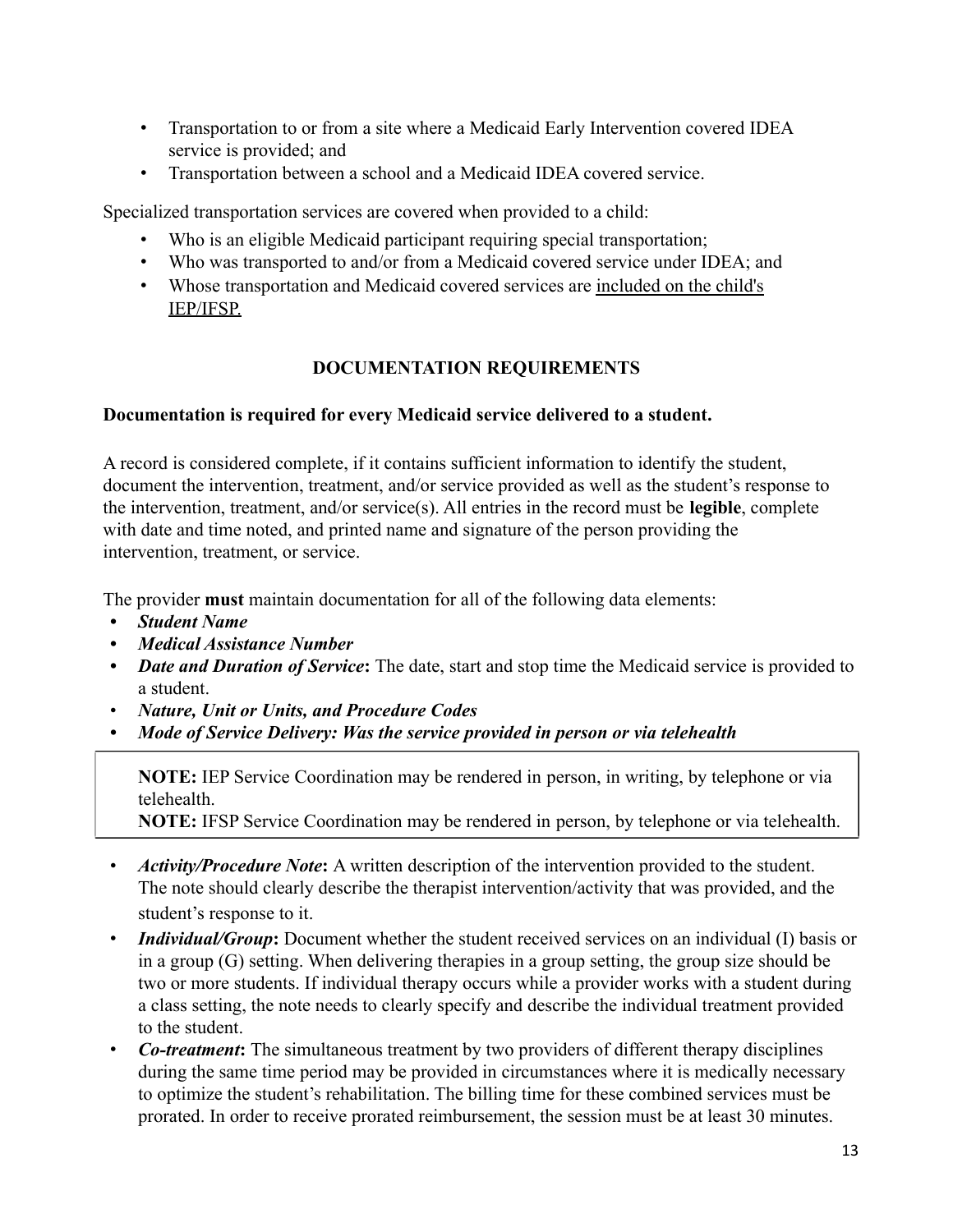- Transportation to or from a site where a Medicaid Early Intervention covered IDEA service is provided; and
- Transportation between a school and a Medicaid IDEA covered service.

Specialized transportation services are covered when provided to a child:

- Who is an eligible Medicaid participant requiring special transportation;
- Who was transported to and/or from a Medicaid covered service under IDEA; and
- Whose transportation and Medicaid covered services are <u>included on the child's IEP/IFSP.</u>

## DOCUMENTATION REQUIREMENTS

**Documentation is required for every Medicaid service delivered to a student.**

A record is considered complete, if it contains sufficient information to identify the student, document the intervention, treatment, and/or service provided as well as the student's response to the intervention, treatment, and/or service(s). All entries in the record must be **legible**, complete with date and time noted, and printed name and signature of the person providing the intervention, treatment, or service.

The provider **must** maintain documentation for all of the following data elements:

- ***Student Name***
- ***Medical Assistance Number***
- ***Date and Duration of Service*:** The date, start and stop time the Medicaid service is provided to a student.
- ***Nature, Unit or Units, and Procedure Codes***
- ***Mode of Service Delivery: Was the service provided in person or via telehealth***

> **NOTE:** IEP Service Coordination may be rendered in person, in writing, by telephone or via telehealth.
> **NOTE:** IFSP Service Coordination may be rendered in person, by telephone or via telehealth.

- ***Activity/Procedure Note*:** A written description of the intervention provided to the student. The note should clearly describe the therapist intervention/activity that was provided, and the student's response to it.
- ***Individual/Group*:** Document whether the student received services on an individual (I) basis or in a group (G) setting. When delivering therapies in a group setting, the group size should be two or more students. If individual therapy occurs while a provider works with a student during a class setting, the note needs to clearly specify and describe the individual treatment provided to the student.
- ***Co-treatment*:** The simultaneous treatment by two providers of different therapy disciplines during the same time period may be provided in circumstances where it is medically necessary to optimize the student's rehabilitation. The billing time for these combined services must be prorated. In order to receive prorated reimbursement, the session must be at least 30 minutes.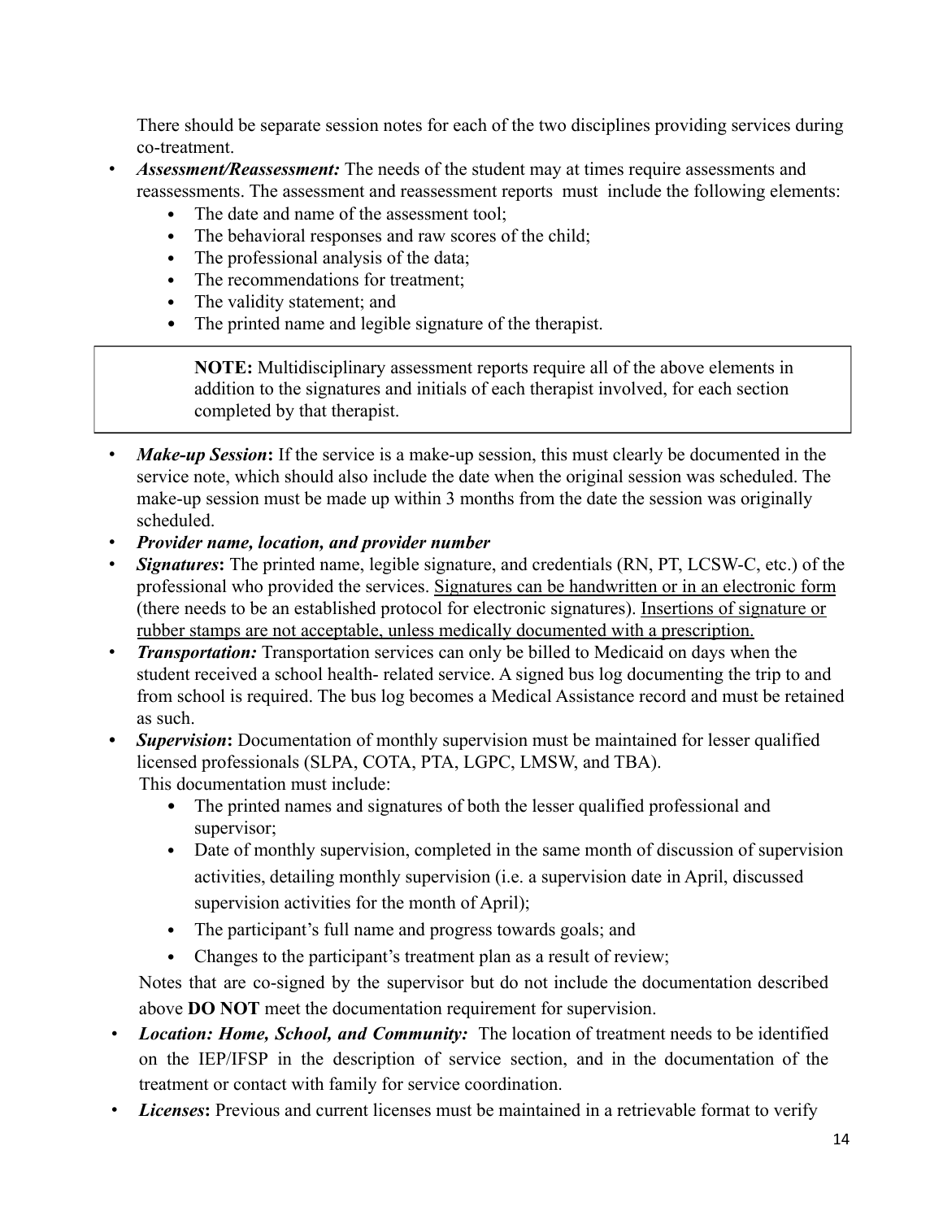There should be separate session notes for each of the two disciplines providing services during co-treatment.

- ***Assessment/Reassessment:*** The needs of the student may at times require assessments and reassessments. The assessment and reassessment reports must include the following elements:
  - The date and name of the assessment tool;
  - The behavioral responses and raw scores of the child;
  - The professional analysis of the data;
  - The recommendations for treatment;
  - The validity statement; and
  - The printed name and legible signature of the therapist.

> **NOTE:** Multidisciplinary assessment reports require all of the above elements in addition to the signatures and initials of each therapist involved, for each section completed by that therapist.

- ***Make-up Session*:** If the service is a make-up session, this must clearly be documented in the service note, which should also include the date when the original session was scheduled. The make-up session must be made up within 3 months from the date the session was originally scheduled.
- ***Provider name, location, and provider number***
- ***Signatures*:** The printed name, legible signature, and credentials (RN, PT, LCSW-C, etc.) of the professional who provided the services. Signatures can be handwritten or in an electronic form (there needs to be an established protocol for electronic signatures). Insertions of signature or rubber stamps are not acceptable, unless medically documented with a prescription.
- ***Transportation:*** Transportation services can only be billed to Medicaid on days when the student received a school health- related service. A signed bus log documenting the trip to and from school is required. The bus log becomes a Medical Assistance record and must be retained as such.
- ***Supervision*:** Documentation of monthly supervision must be maintained for lesser qualified licensed professionals (SLPA, COTA, PTA, LGPC, LMSW, and TBA).
  This documentation must include:
  - The printed names and signatures of both the lesser qualified professional and supervisor;
  - Date of monthly supervision, completed in the same month of discussion of supervision activities, detailing monthly supervision (i.e. a supervision date in April, discussed supervision activities for the month of April);
  - The participant's full name and progress towards goals; and
  - Changes to the participant's treatment plan as a result of review;

  Notes that are co-signed by the supervisor but do not include the documentation described above **DO NOT** meet the documentation requirement for supervision.
- ***Location: Home, School, and Community:*** The location of treatment needs to be identified on the IEP/IFSP in the description of service section, and in the documentation of the treatment or contact with family for service coordination.
- ***Licenses*:** Previous and current licenses must be maintained in a retrievable format to verify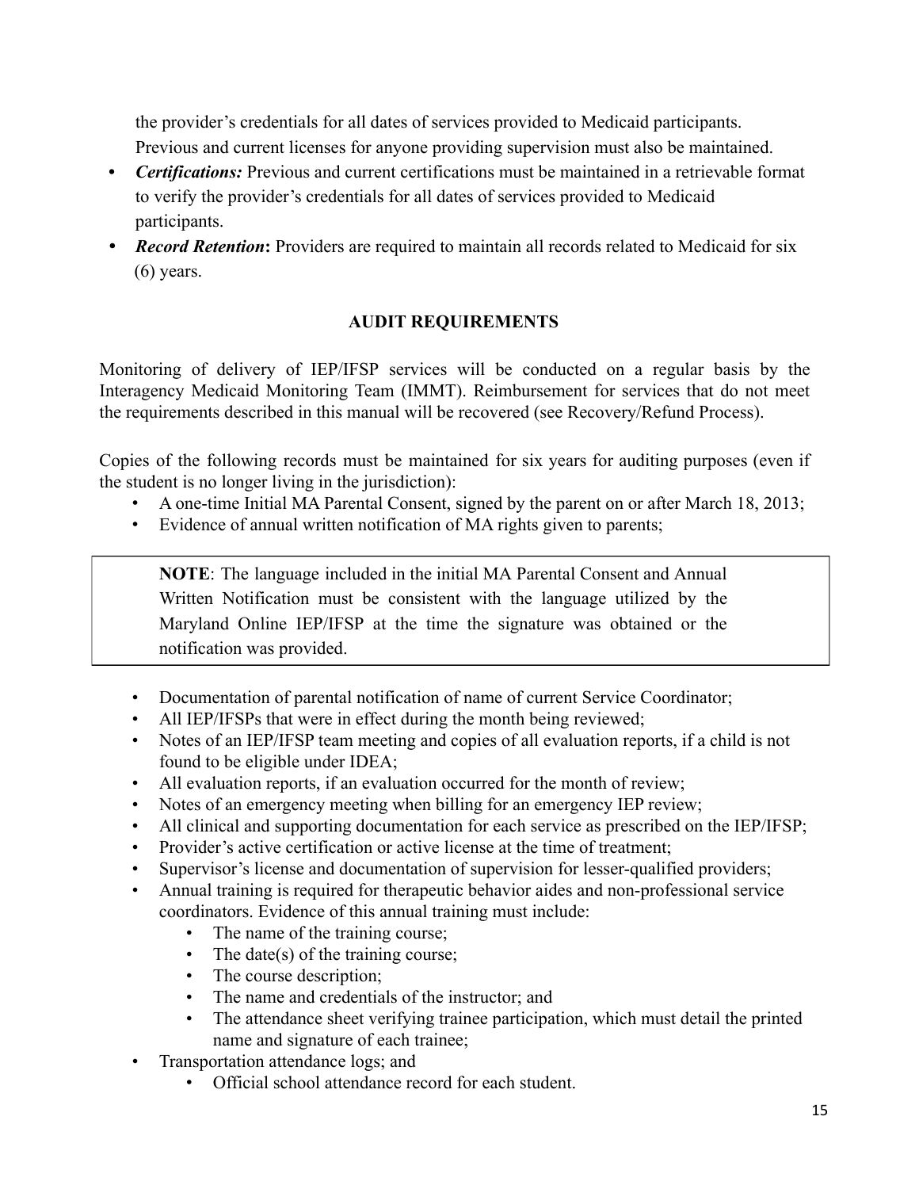the provider's credentials for all dates of services provided to Medicaid participants. Previous and current licenses for anyone providing supervision must also be maintained.

- ***Certifications:*** Previous and current certifications must be maintained in a retrievable format to verify the provider's credentials for all dates of services provided to Medicaid participants.
- ***Record Retention*****:** Providers are required to maintain all records related to Medicaid for six (6) years.

## AUDIT REQUIREMENTS

Monitoring of delivery of IEP/IFSP services will be conducted on a regular basis by the Interagency Medicaid Monitoring Team (IMMT). Reimbursement for services that do not meet the requirements described in this manual will be recovered (see Recovery/Refund Process).

Copies of the following records must be maintained for six years for auditing purposes (even if the student is no longer living in the jurisdiction):

- A one-time Initial MA Parental Consent, signed by the parent on or after March 18, 2013;
- Evidence of annual written notification of MA rights given to parents;

> **NOTE**: The language included in the initial MA Parental Consent and Annual Written Notification must be consistent with the language utilized by the Maryland Online IEP/IFSP at the time the signature was obtained or the notification was provided.

- Documentation of parental notification of name of current Service Coordinator;
- All IEP/IFSPs that were in effect during the month being reviewed;
- Notes of an IEP/IFSP team meeting and copies of all evaluation reports, if a child is not found to be eligible under IDEA;
- All evaluation reports, if an evaluation occurred for the month of review;
- Notes of an emergency meeting when billing for an emergency IEP review;
- All clinical and supporting documentation for each service as prescribed on the IEP/IFSP;
- Provider's active certification or active license at the time of treatment;
- Supervisor's license and documentation of supervision for lesser-qualified providers;
- Annual training is required for therapeutic behavior aides and non-professional service coordinators. Evidence of this annual training must include:
  - The name of the training course;
  - The date(s) of the training course;
  - The course description;
  - The name and credentials of the instructor; and
  - The attendance sheet verifying trainee participation, which must detail the printed name and signature of each trainee;
- Transportation attendance logs; and
  - Official school attendance record for each student.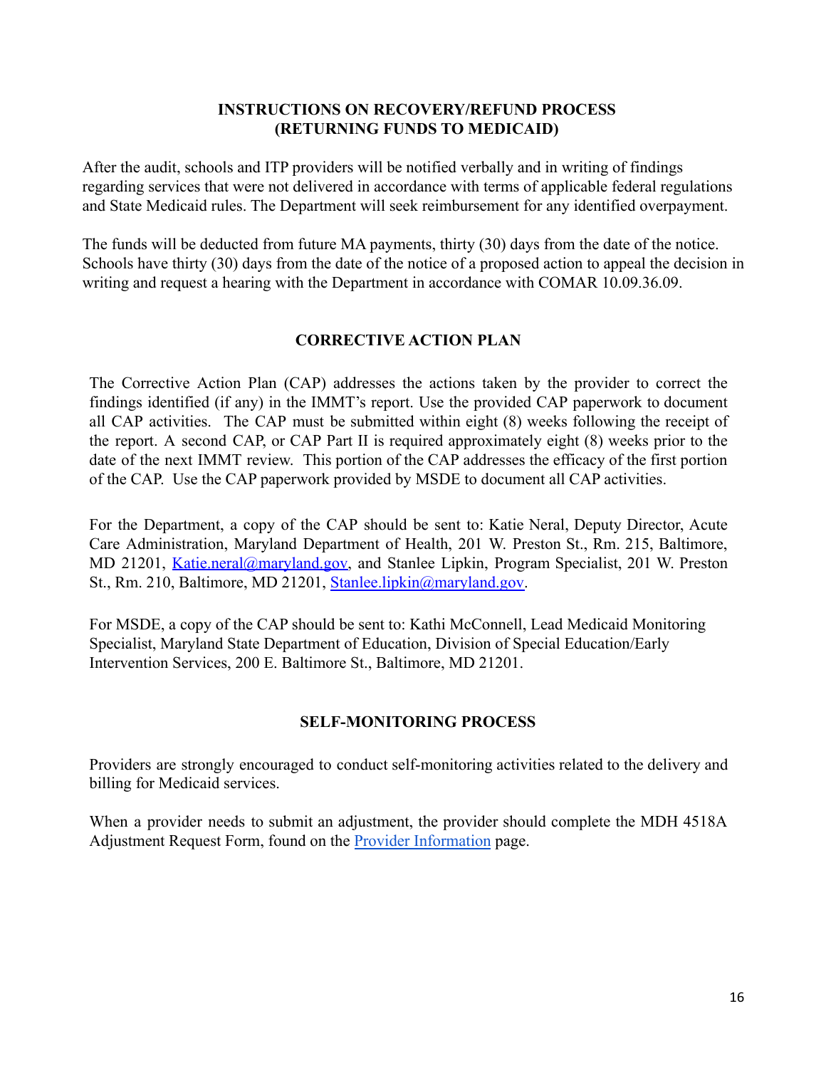## INSTRUCTIONS ON RECOVERY/REFUND PROCESS (RETURNING FUNDS TO MEDICAID)

After the audit, schools and ITP providers will be notified verbally and in writing of findings regarding services that were not delivered in accordance with terms of applicable federal regulations and State Medicaid rules. The Department will seek reimbursement for any identified overpayment.

The funds will be deducted from future MA payments, thirty (30) days from the date of the notice. Schools have thirty (30) days from the date of the notice of a proposed action to appeal the decision in writing and request a hearing with the Department in accordance with COMAR 10.09.36.09.

## CORRECTIVE ACTION PLAN

The Corrective Action Plan (CAP) addresses the actions taken by the provider to correct the findings identified (if any) in the IMMT's report. Use the provided CAP paperwork to document all CAP activities. The CAP must be submitted within eight (8) weeks following the receipt of the report. A second CAP, or CAP Part II is required approximately eight (8) weeks prior to the date of the next IMMT review. This portion of the CAP addresses the efficacy of the first portion of the CAP. Use the CAP paperwork provided by MSDE to document all CAP activities.

For the Department, a copy of the CAP should be sent to: Katie Neral, Deputy Director, Acute Care Administration, Maryland Department of Health, 201 W. Preston St., Rm. 215, Baltimore, MD 21201, [Katie.neral@maryland.gov](mailto:Katie.neral@maryland.gov), and Stanlee Lipkin, Program Specialist, 201 W. Preston St., Rm. 210, Baltimore, MD 21201, [Stanlee.lipkin@maryland.gov](mailto:Stanlee.lipkin@maryland.gov).

For MSDE, a copy of the CAP should be sent to: Kathi McConnell, Lead Medicaid Monitoring Specialist, Maryland State Department of Education, Division of Special Education/Early Intervention Services, 200 E. Baltimore St., Baltimore, MD 21201.

## SELF-MONITORING PROCESS

Providers are strongly encouraged to conduct self-monitoring activities related to the delivery and billing for Medicaid services.

When a provider needs to submit an adjustment, the provider should complete the MDH 4518A Adjustment Request Form, found on the Provider Information page.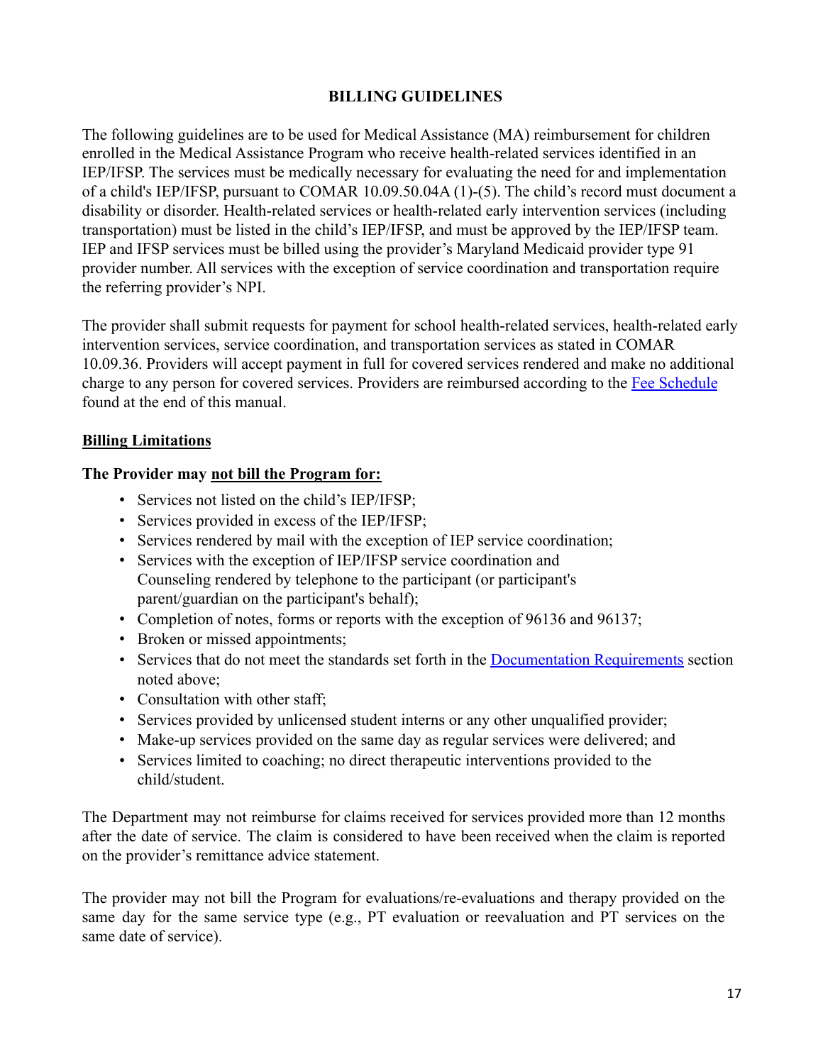## BILLING GUIDELINES

The following guidelines are to be used for Medical Assistance (MA) reimbursement for children enrolled in the Medical Assistance Program who receive health-related services identified in an IEP/IFSP. The services must be medically necessary for evaluating the need for and implementation of a child's IEP/IFSP, pursuant to COMAR 10.09.50.04A (1)-(5). The child's record must document a disability or disorder. Health-related services or health-related early intervention services (including transportation) must be listed in the child's IEP/IFSP, and must be approved by the IEP/IFSP team. IEP and IFSP services must be billed using the provider's Maryland Medicaid provider type 91 provider number. All services with the exception of service coordination and transportation require the referring provider's NPI.

The provider shall submit requests for payment for school health-related services, health-related early intervention services, service coordination, and transportation services as stated in COMAR 10.09.36. Providers will accept payment in full for covered services rendered and make no additional charge to any person for covered services. Providers are reimbursed according to the Fee Schedule found at the end of this manual.

### Billing Limitations

**The Provider may not bill the Program for:**

- Services not listed on the child's IEP/IFSP;
- Services provided in excess of the IEP/IFSP;
- Services rendered by mail with the exception of IEP service coordination;
- Services with the exception of IEP/IFSP service coordination and Counseling rendered by telephone to the participant (or participant's parent/guardian on the participant's behalf);
- Completion of notes, forms or reports with the exception of 96136 and 96137;
- Broken or missed appointments;
- Services that do not meet the standards set forth in the Documentation Requirements section noted above;
- Consultation with other staff;
- Services provided by unlicensed student interns or any other unqualified provider;
- Make-up services provided on the same day as regular services were delivered; and
- Services limited to coaching; no direct therapeutic interventions provided to the child/student.

The Department may not reimburse for claims received for services provided more than 12 months after the date of service. The claim is considered to have been received when the claim is reported on the provider's remittance advice statement.

The provider may not bill the Program for evaluations/re-evaluations and therapy provided on the same day for the same service type (e.g., PT evaluation or reevaluation and PT services on the same date of service).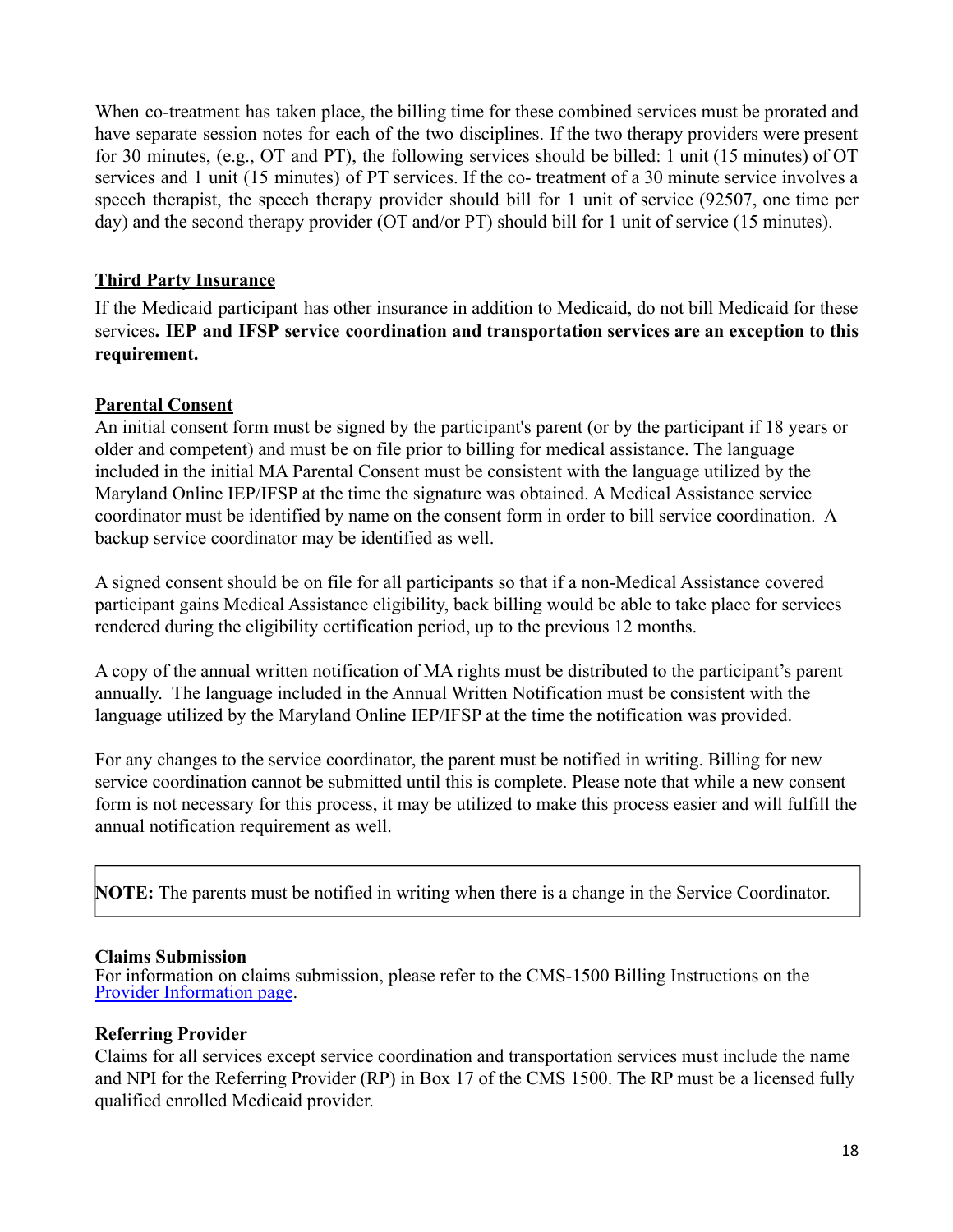When co-treatment has taken place, the billing time for these combined services must be prorated and have separate session notes for each of the two disciplines. If the two therapy providers were present for 30 minutes, (e.g., OT and PT), the following services should be billed: 1 unit (15 minutes) of OT services and 1 unit (15 minutes) of PT services. If the co- treatment of a 30 minute service involves a speech therapist, the speech therapy provider should bill for 1 unit of service (92507, one time per day) and the second therapy provider (OT and/or PT) should bill for 1 unit of service (15 minutes).

## Third Party Insurance

If the Medicaid participant has other insurance in addition to Medicaid, do not bill Medicaid for these services**. IEP and IFSP service coordination and transportation services are an exception to this requirement.**

## Parental Consent

An initial consent form must be signed by the participant's parent (or by the participant if 18 years or older and competent) and must be on file prior to billing for medical assistance. The language included in the initial MA Parental Consent must be consistent with the language utilized by the Maryland Online IEP/IFSP at the time the signature was obtained. A Medical Assistance service coordinator must be identified by name on the consent form in order to bill service coordination. A backup service coordinator may be identified as well.

A signed consent should be on file for all participants so that if a non-Medical Assistance covered participant gains Medical Assistance eligibility, back billing would be able to take place for services rendered during the eligibility certification period, up to the previous 12 months.

A copy of the annual written notification of MA rights must be distributed to the participant's parent annually. The language included in the Annual Written Notification must be consistent with the language utilized by the Maryland Online IEP/IFSP at the time the notification was provided.

For any changes to the service coordinator, the parent must be notified in writing. Billing for new service coordination cannot be submitted until this is complete. Please note that while a new consent form is not necessary for this process, it may be utilized to make this process easier and will fulfill the annual notification requirement as well.

> **NOTE:** The parents must be notified in writing when there is a change in the Service Coordinator.

### Claims Submission

For information on claims submission, please refer to the CMS-1500 Billing Instructions on the Provider Information page.

### Referring Provider

Claims for all services except service coordination and transportation services must include the name and NPI for the Referring Provider (RP) in Box 17 of the CMS 1500. The RP must be a licensed fully qualified enrolled Medicaid provider.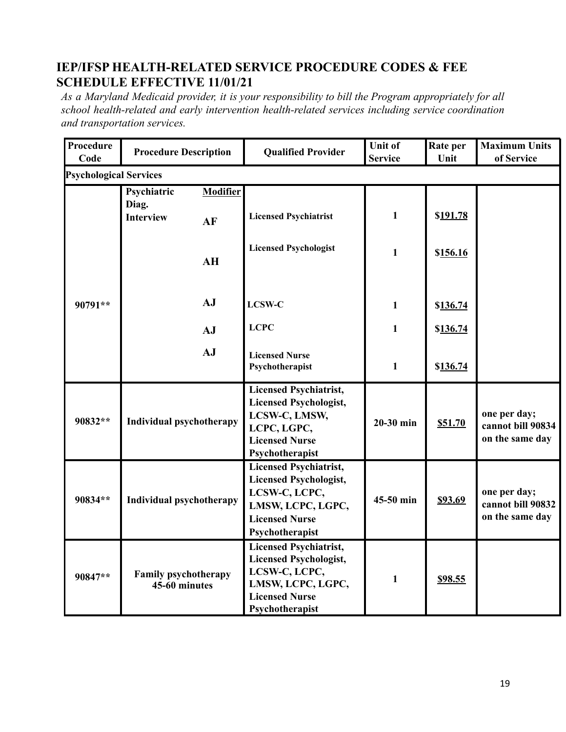## IEP/IFSP HEALTH-RELATED SERVICE PROCEDURE CODES & FEE SCHEDULE EFFECTIVE 11/01/21

*As a Maryland Medicaid provider, it is your responsibility to bill the Program appropriately for all school health-related and early intervention health-related services including service coordination and transportation services.*

| Procedure Code | Procedure Description | Modifier | Qualified Provider | Unit of Service | Rate per Unit | Maximum Units of Service |
|---|---|---|---|---|---|---|
| **Psychological Services** | | | | | | |
| 90791** | Psychiatric Diag. Interview | AF | Licensed Psychiatrist | 1 | $191.78 | |
| | | AH | Licensed Psychologist | 1 | $156.16 | |
| | | AJ | LCSW-C | 1 | $136.74 | |
| | | AJ | LCPC | 1 | $136.74 | |
| | | AJ | Licensed Nurse Psychotherapist | 1 | $136.74 | |
| 90832** | Individual psychotherapy | | Licensed Psychiatrist, Licensed Psychologist, LCSW-C, LMSW, LCPC, LGPC, Licensed Nurse Psychotherapist | 20-30 min | $51.70 | one per day; cannot bill 90834 on the same day |
| 90834** | Individual psychotherapy | | Licensed Psychiatrist, Licensed Psychologist, LCSW-C, LCPC, LMSW, LCPC, LGPC, Licensed Nurse Psychotherapist | 45-50 min | $93.69 | one per day; cannot bill 90832 on the same day |
| 90847** | Family psychotherapy 45-60 minutes | | Licensed Psychiatrist, Licensed Psychologist, LCSW-C, LCPC, LMSW, LCPC, LGPC, Licensed Nurse Psychotherapist | 1 | $98.55 | |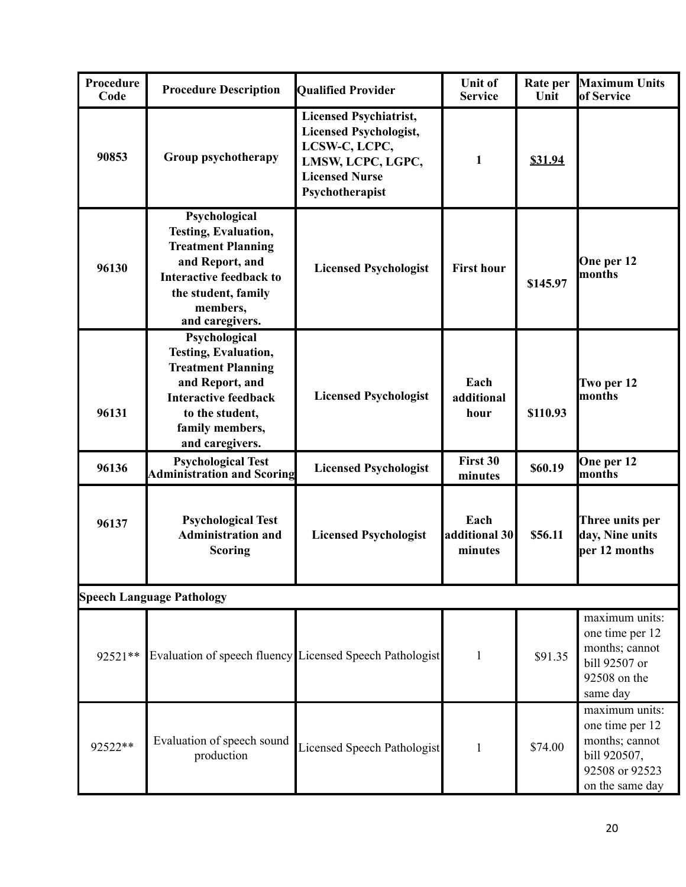| Procedure Code | Procedure Description | Qualified Provider | Unit of Service | Rate per Unit | Maximum Units of Service |
|---|---|---|---|---|---|
| **90853** | **Group psychotherapy** | **Licensed Psychiatrist, Licensed Psychologist, LCSW-C, LCPC, LMSW, LCPC, LGPC, Licensed Nurse Psychotherapist** | **1** | **$31.94** | |
| **96130** | **Psychological Testing, Evaluation, Treatment Planning and Report, and Interactive feedback to the student, family members, and caregivers.** | **Licensed Psychologist** | **First hour** | **$145.97** | **One per 12 months** |
| **96131** | **Psychological Testing, Evaluation, Treatment Planning and Report, and Interactive feedback to the student, family members, and caregivers.** | **Licensed Psychologist** | **Each additional hour** | **$110.93** | **Two per 12 months** |
| **96136** | **Psychological Test Administration and Scoring** | **Licensed Psychologist** | **First 30 minutes** | **$60.19** | **One per 12 months** |
| **96137** | **Psychological Test Administration and Scoring** | **Licensed Psychologist** | **Each additional 30 minutes** | **$56.11** | **Three units per day, Nine units per 12 months** |
| **Speech Language Pathology** | | | | | |
| 92521** | Evaluation of speech fluency | Licensed Speech Pathologist | 1 | $91.35 | maximum units: one time per 12 months; cannot bill 92507 or 92508 on the same day |
| 92522** | Evaluation of speech sound production | Licensed Speech Pathologist | 1 | $74.00 | maximum units: one time per 12 months; cannot bill 920507, 92508 or 92523 on the same day |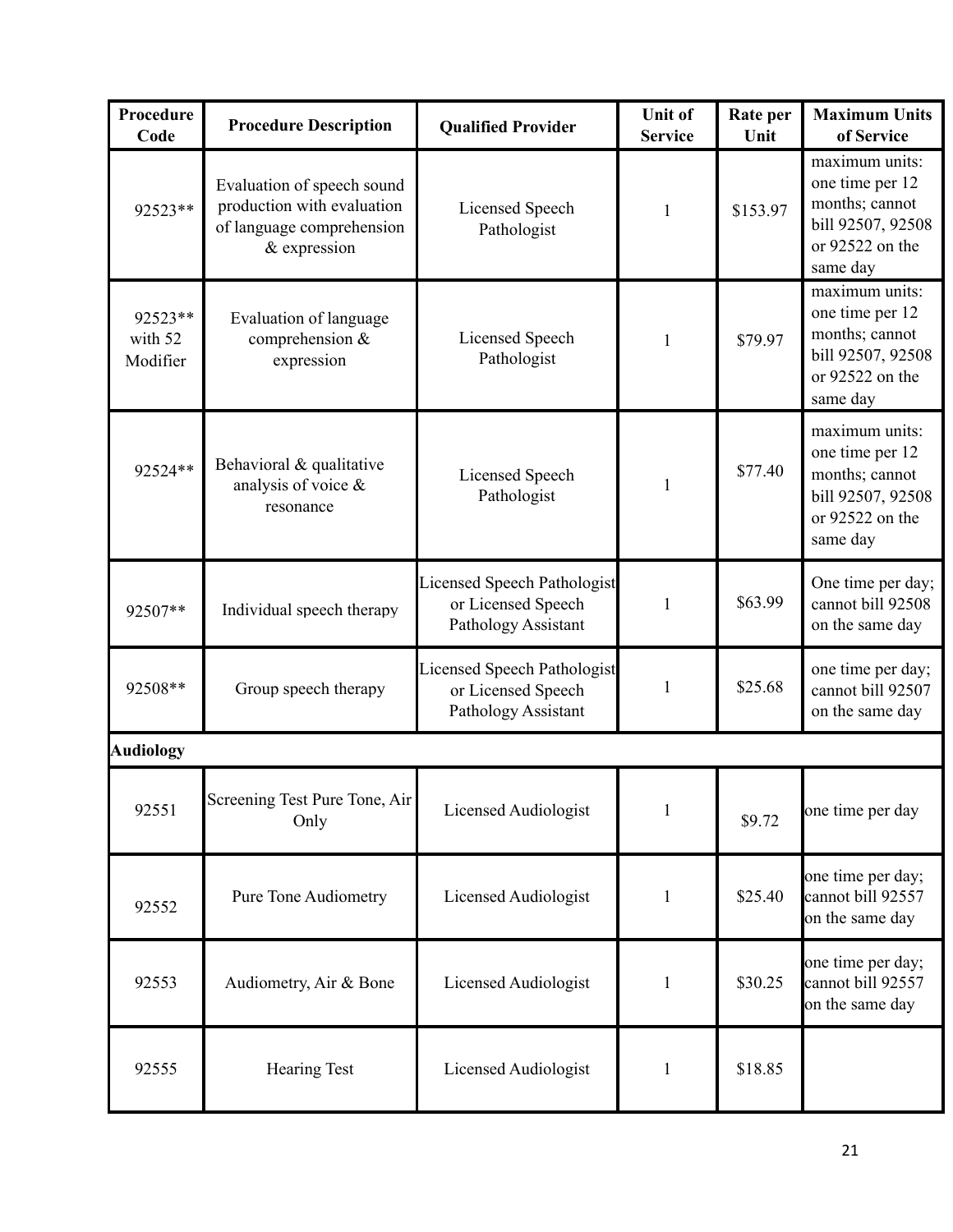| Procedure Code | Procedure Description | Qualified Provider | Unit of Service | Rate per Unit | Maximum Units of Service |
|---|---|---|---|---|---|
| 92523** | Evaluation of speech sound production with evaluation of language comprehension & expression | Licensed Speech Pathologist | 1 | $153.97 | maximum units: one time per 12 months; cannot bill 92507, 92508 or 92522 on the same day |
| 92523** with 52 Modifier | Evaluation of language comprehension & expression | Licensed Speech Pathologist | 1 | $79.97 | maximum units: one time per 12 months; cannot bill 92507, 92508 or 92522 on the same day |
| 92524** | Behavioral & qualitative analysis of voice & resonance | Licensed Speech Pathologist | 1 | $77.40 | maximum units: one time per 12 months; cannot bill 92507, 92508 or 92522 on the same day |
| 92507** | Individual speech therapy | Licensed Speech Pathologist or Licensed Speech Pathology Assistant | 1 | $63.99 | One time per day; cannot bill 92508 on the same day |
| 92508** | Group speech therapy | Licensed Speech Pathologist or Licensed Speech Pathology Assistant | 1 | $25.68 | one time per day; cannot bill 92507 on the same day |
| **Audiology** | | | | | |
| 92551 | Screening Test Pure Tone, Air Only | Licensed Audiologist | 1 | $9.72 | one time per day |
| 92552 | Pure Tone Audiometry | Licensed Audiologist | 1 | $25.40 | one time per day; cannot bill 92557 on the same day |
| 92553 | Audiometry, Air & Bone | Licensed Audiologist | 1 | $30.25 | one time per day; cannot bill 92557 on the same day |
| 92555 | Hearing Test | Licensed Audiologist | 1 | $18.85 | |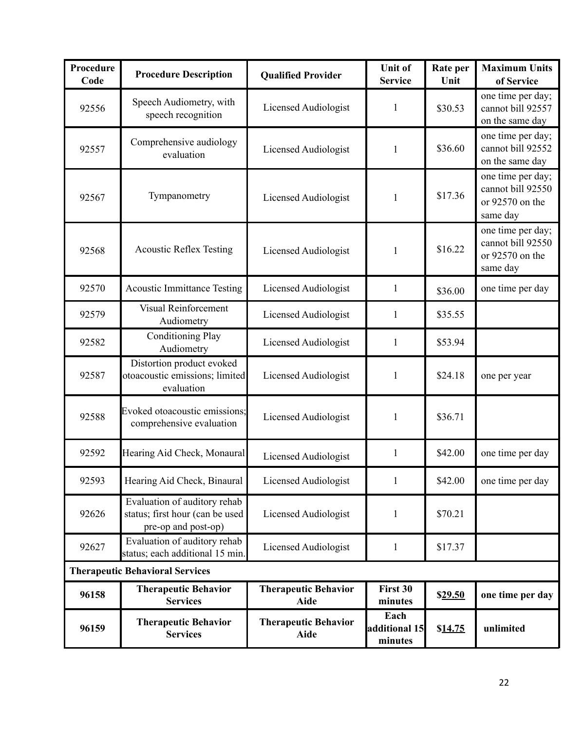| Procedure Code | Procedure Description | Qualified Provider | Unit of Service | Rate per Unit | Maximum Units of Service |
|---|---|---|---|---|---|
| 92556 | Speech Audiometry, with speech recognition | Licensed Audiologist | 1 | $30.53 | one time per day; cannot bill 92557 on the same day |
| 92557 | Comprehensive audiology evaluation | Licensed Audiologist | 1 | $36.60 | one time per day; cannot bill 92552 on the same day |
| 92567 | Tympanometry | Licensed Audiologist | 1 | $17.36 | one time per day; cannot bill 92550 or 92570 on the same day |
| 92568 | Acoustic Reflex Testing | Licensed Audiologist | 1 | $16.22 | one time per day; cannot bill 92550 or 92570 on the same day |
| 92570 | Acoustic Immittance Testing | Licensed Audiologist | 1 | $36.00 | one time per day |
| 92579 | Visual Reinforcement Audiometry | Licensed Audiologist | 1 | $35.55 | |
| 92582 | Conditioning Play Audiometry | Licensed Audiologist | 1 | $53.94 | |
| 92587 | Distortion product evoked otoacoustic emissions; limited evaluation | Licensed Audiologist | 1 | $24.18 | one per year |
| 92588 | Evoked otoacoustic emissions; comprehensive evaluation | Licensed Audiologist | 1 | $36.71 | |
| 92592 | Hearing Aid Check, Monaural | Licensed Audiologist | 1 | $42.00 | one time per day |
| 92593 | Hearing Aid Check, Binaural | Licensed Audiologist | 1 | $42.00 | one time per day |
| 92626 | Evaluation of auditory rehab status; first hour (can be used pre-op and post-op) | Licensed Audiologist | 1 | $70.21 | |
| 92627 | Evaluation of auditory rehab status; each additional 15 min. | Licensed Audiologist | 1 | $17.37 | |
| **Therapeutic Behavioral Services** | | | | | |
| **96158** | **Therapeutic Behavior Services** | **Therapeutic Behavior Aide** | **First 30 minutes** | **$29.50** | **one time per day** |
| **96159** | **Therapeutic Behavior Services** | **Therapeutic Behavior Aide** | **Each additional 15 minutes** | **$14.75** | **unlimited** |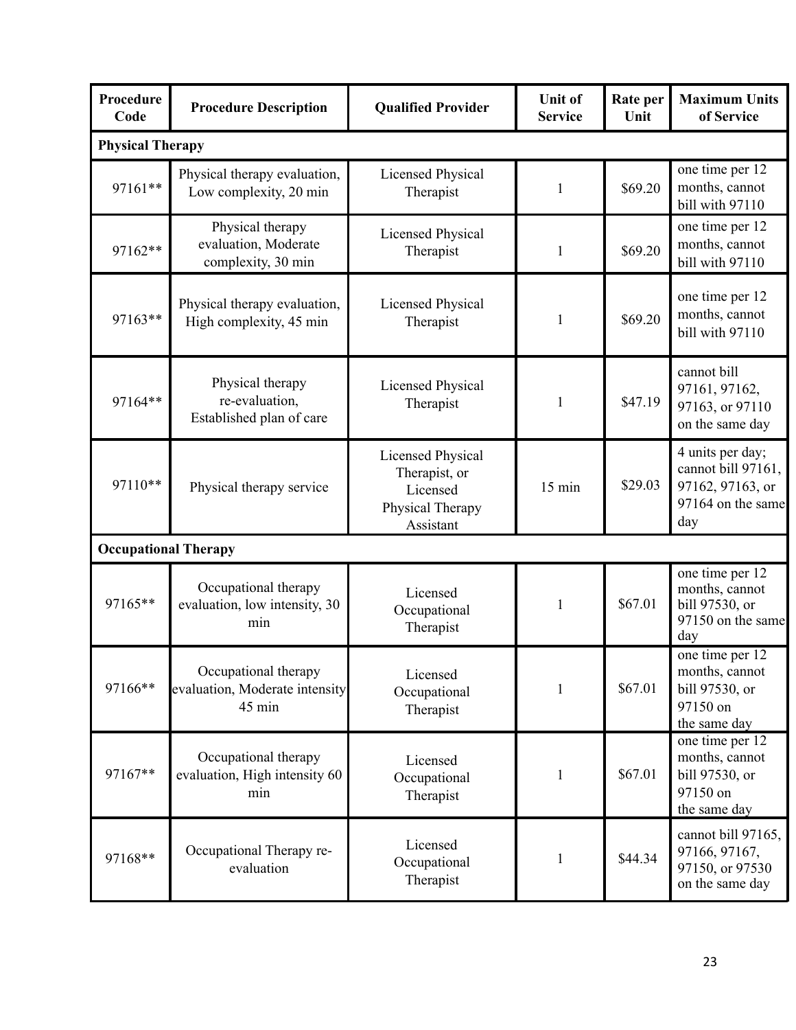| Procedure Code | Procedure Description | Qualified Provider | Unit of Service | Rate per Unit | Maximum Units of Service |
|---|---|---|---|---|---|
| **Physical Therapy** | | | | | |
| 97161** | Physical therapy evaluation, Low complexity, 20 min | Licensed Physical Therapist | 1 | $69.20 | one time per 12 months, cannot bill with 97110 |
| 97162** | Physical therapy evaluation, Moderate complexity, 30 min | Licensed Physical Therapist | 1 | $69.20 | one time per 12 months, cannot bill with 97110 |
| 97163** | Physical therapy evaluation, High complexity, 45 min | Licensed Physical Therapist | 1 | $69.20 | one time per 12 months, cannot bill with 97110 |
| 97164** | Physical therapy re-evaluation, Established plan of care | Licensed Physical Therapist | 1 | $47.19 | cannot bill 97161, 97162, 97163, or 97110 on the same day |
| 97110** | Physical therapy service | Licensed Physical Therapist, or Licensed Physical Therapy Assistant | 15 min | $29.03 | 4 units per day; cannot bill 97161, 97162, 97163, or 97164 on the same day |
| **Occupational Therapy** | | | | | |
| 97165** | Occupational therapy evaluation, low intensity, 30 min | Licensed Occupational Therapist | 1 | $67.01 | one time per 12 months, cannot bill 97530, or 97150 on the same day |
| 97166** | Occupational therapy evaluation, Moderate intensity 45 min | Licensed Occupational Therapist | 1 | $67.01 | one time per 12 months, cannot bill 97530, or 97150 on the same day |
| 97167** | Occupational therapy evaluation, High intensity 60 min | Licensed Occupational Therapist | 1 | $67.01 | one time per 12 months, cannot bill 97530, or 97150 on the same day |
| 97168** | Occupational Therapy re-evaluation | Licensed Occupational Therapist | 1 | $44.34 | cannot bill 97165, 97166, 97167, 97150, or 97530 on the same day |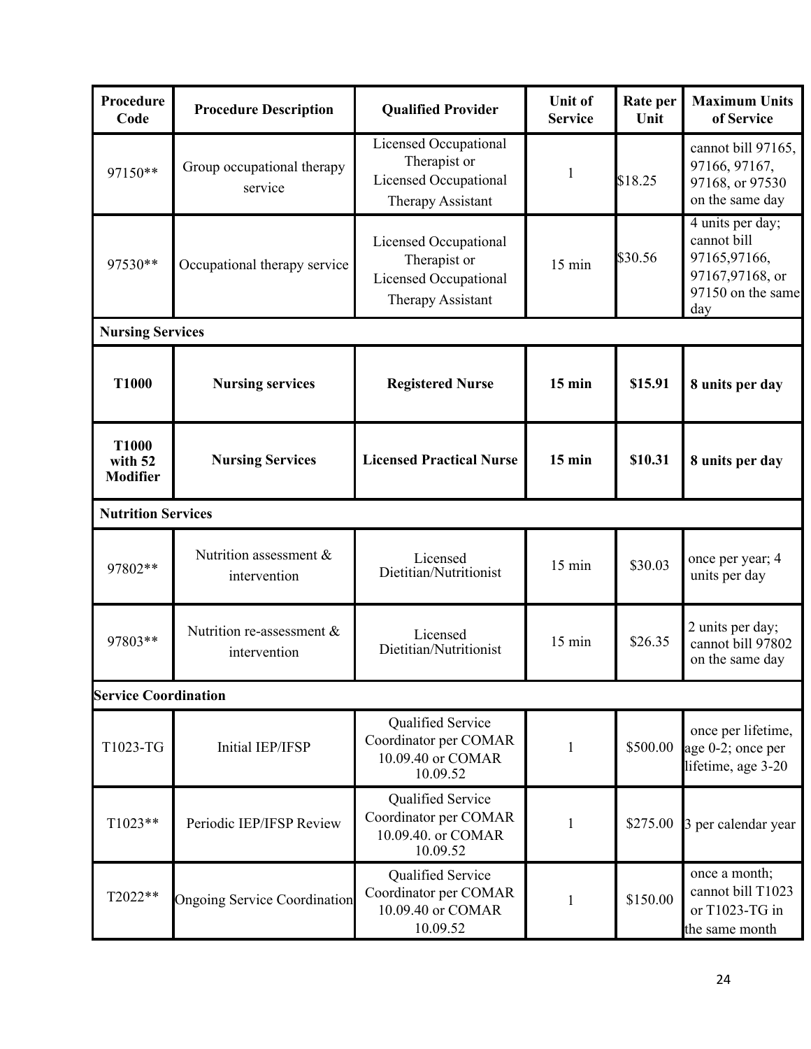| Procedure Code | Procedure Description | Qualified Provider | Unit of Service | Rate per Unit | Maximum Units of Service |
|---|---|---|---|---|---|
| 97150** | Group occupational therapy service | Licensed Occupational Therapist or Licensed Occupational Therapy Assistant | 1 | $18.25 | cannot bill 97165, 97166, 97167, 97168, or 97530 on the same day |
| 97530** | Occupational therapy service | Licensed Occupational Therapist or Licensed Occupational Therapy Assistant | 15 min | $30.56 | 4 units per day; cannot bill 97165,97166, 97167,97168, or 97150 on the same day |
| **Nursing Services** | | | | | |
| **T1000** | **Nursing services** | **Registered Nurse** | **15 min** | **$15.91** | **8 units per day** |
| **T1000 with 52 Modifier** | **Nursing Services** | **Licensed Practical Nurse** | **15 min** | **$10.31** | **8 units per day** |
| **Nutrition Services** | | | | | |
| 97802** | Nutrition assessment & intervention | Licensed Dietitian/Nutritionist | 15 min | $30.03 | once per year; 4 units per day |
| 97803** | Nutrition re-assessment & intervention | Licensed Dietitian/Nutritionist | 15 min | $26.35 | 2 units per day; cannot bill 97802 on the same day |
| **Service Coordination** | | | | | |
| T1023-TG | Initial IEP/IFSP | Qualified Service Coordinator per COMAR 10.09.40 or COMAR 10.09.52 | 1 | $500.00 | once per lifetime, age 0-2; once per lifetime, age 3-20 |
| T1023** | Periodic IEP/IFSP Review | Qualified Service Coordinator per COMAR 10.09.40. or COMAR 10.09.52 | 1 | $275.00 | 3 per calendar year |
| T2022** | Ongoing Service Coordination | Qualified Service Coordinator per COMAR 10.09.40 or COMAR 10.09.52 | 1 | $150.00 | once a month; cannot bill T1023 or T1023-TG in the same month |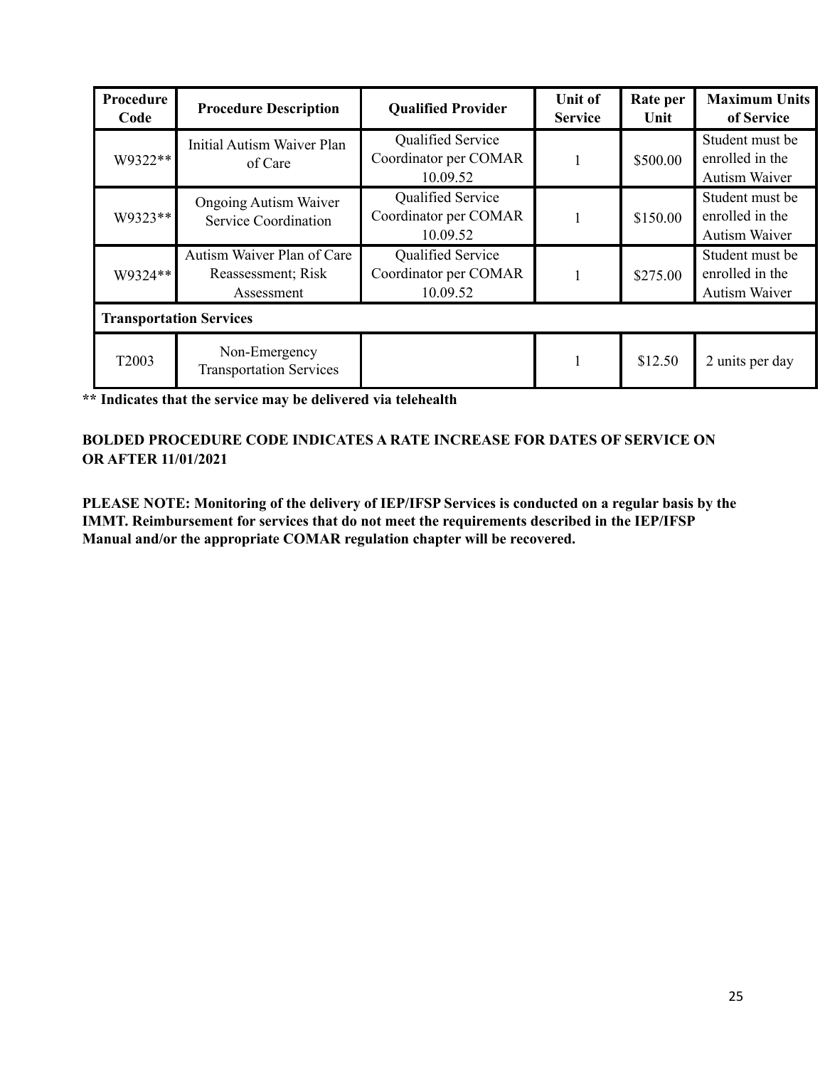| Procedure Code | Procedure Description | Qualified Provider | Unit of Service | Rate per Unit | Maximum Units of Service |
|---|---|---|---|---|---|
| W9322** | Initial Autism Waiver Plan of Care | Qualified Service Coordinator per COMAR 10.09.52 | 1 | $500.00 | Student must be enrolled in the Autism Waiver |
| W9323** | Ongoing Autism Waiver Service Coordination | Qualified Service Coordinator per COMAR 10.09.52 | 1 | $150.00 | Student must be enrolled in the Autism Waiver |
| W9324** | Autism Waiver Plan of Care Reassessment; Risk Assessment | Qualified Service Coordinator per COMAR 10.09.52 | 1 | $275.00 | Student must be enrolled in the Autism Waiver |
| **Transportation Services** | | | | | |
| T2003 | Non-Emergency Transportation Services | | 1 | $12.50 | 2 units per day |

**** Indicates that the service may be delivered via telehealth**

**BOLDED PROCEDURE CODE INDICATES A RATE INCREASE FOR DATES OF SERVICE ON OR AFTER 11/01/2021**

**PLEASE NOTE: Monitoring of the delivery of IEP/IFSP Services is conducted on a regular basis by the IMMT. Reimbursement for services that do not meet the requirements described in the IEP/IFSP Manual and/or the appropriate COMAR regulation chapter will be recovered.**